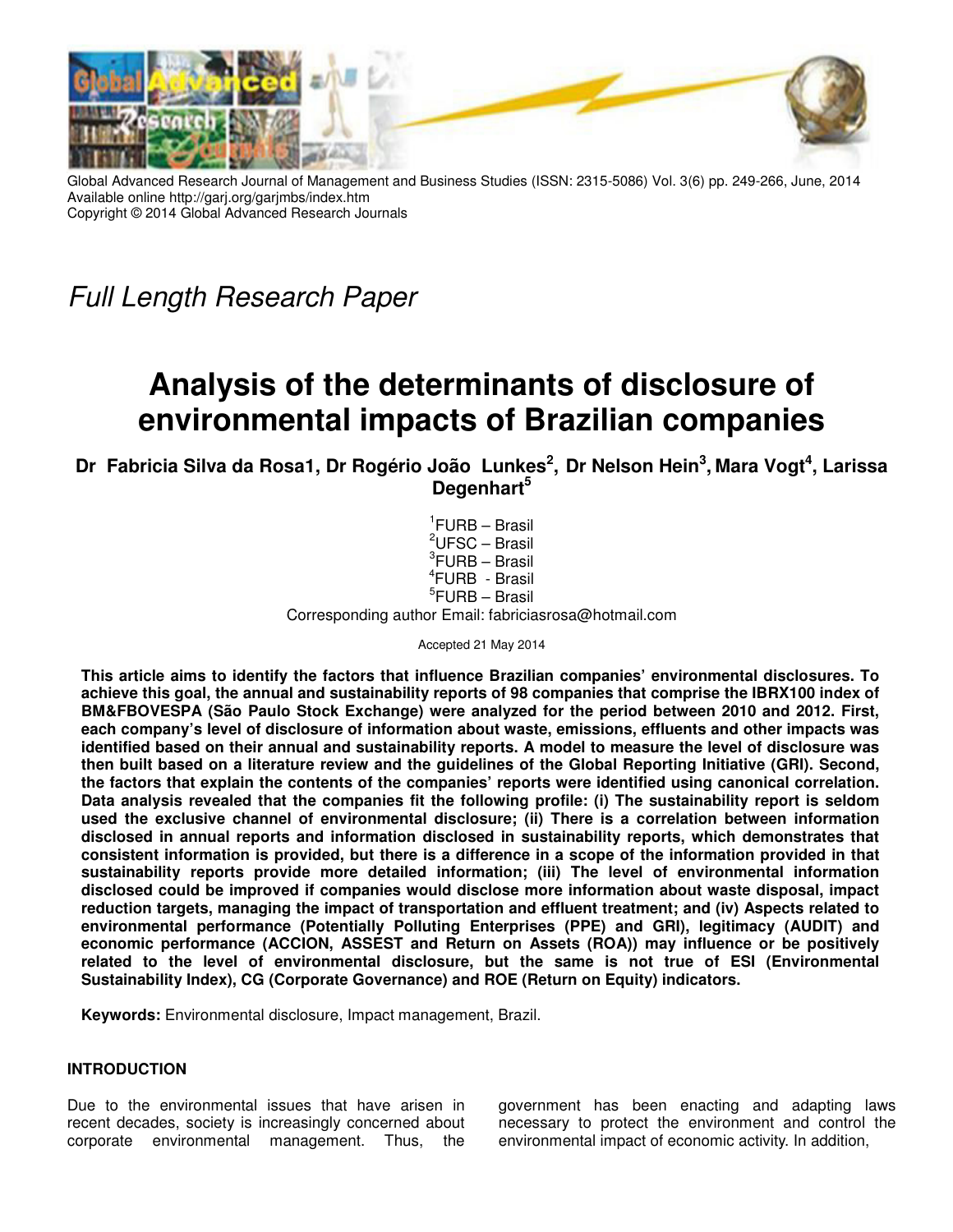Global Advanced Research Journal of Management and Business Studies (ISSN: 2315-5086) Vol. 3(6) pp. 249-266, June, 2014
Available online http://garj.org/garjmbs/index.htm
Copyright © 2014 Global Advanced Research Journals

*Full Length Research Paper*

# Analysis of the determinants of disclosure of environmental impacts of Brazilian companies

**Dr Fabricia Silva da Rosa1, Dr Rogério João Lunkes[2], Dr Nelson Hein[3], Mara Vogt[4], Larissa Degenhart[5]**

[1]FURB – Brasil
[2]UFSC – Brasil
[3]FURB – Brasil
[4]FURB - Brasil
[5]FURB – Brasil
Corresponding author Email: fabriciasrosa@hotmail.com

Accepted 21 May 2014

**This article aims to identify the factors that influence Brazilian companies' environmental disclosures. To achieve this goal, the annual and sustainability reports of 98 companies that comprise the IBRX100 index of BM&FBOVESPA (São Paulo Stock Exchange) were analyzed for the period between 2010 and 2012. First, each company's level of disclosure of information about waste, emissions, effluents and other impacts was identified based on their annual and sustainability reports. A model to measure the level of disclosure was then built based on a literature review and the guidelines of the Global Reporting Initiative (GRI). Second, the factors that explain the contents of the companies' reports were identified using canonical correlation. Data analysis revealed that the companies fit the following profile: (i) The sustainability report is seldom used the exclusive channel of environmental disclosure; (ii) There is a correlation between information disclosed in annual reports and information disclosed in sustainability reports, which demonstrates that consistent information is provided, but there is a difference in a scope of the information provided in that sustainability reports provide more detailed information; (iii) The level of environmental information disclosed could be improved if companies would disclose more information about waste disposal, impact reduction targets, managing the impact of transportation and effluent treatment; and (iv) Aspects related to environmental performance (Potentially Polluting Enterprises (PPE) and GRI), legitimacy (AUDIT) and economic performance (ACCION, ASSEST and Return on Assets (ROA)) may influence or be positively related to the level of environmental disclosure, but the same is not true of ESI (Environmental Sustainability Index), CG (Corporate Governance) and ROE (Return on Equity) indicators.**

**Keywords:** Environmental disclosure, Impact management, Brazil.

## INTRODUCTION

Due to the environmental issues that have arisen in recent decades, society is increasingly concerned about corporate environmental management. Thus, the government has been enacting and adapting laws necessary to protect the environment and control the environmental impact of economic activity. In addition,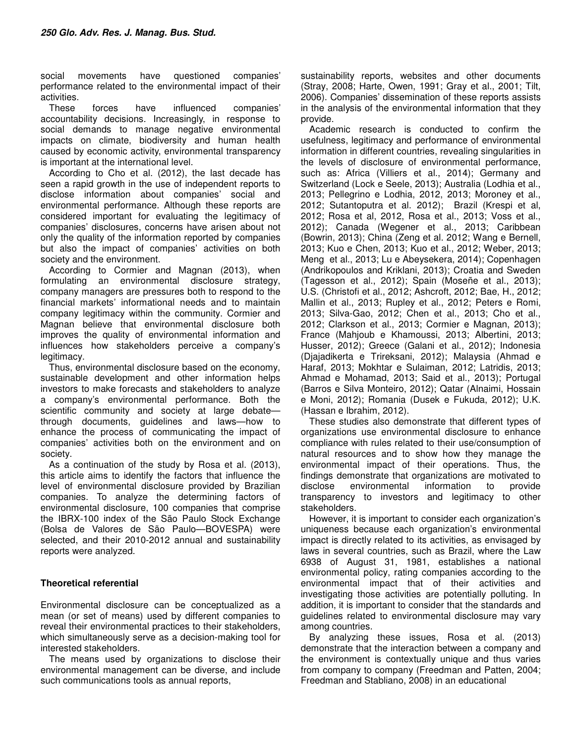social movements have questioned companies' performance related to the environmental impact of their activities.

These forces have influenced companies' accountability decisions. Increasingly, in response to social demands to manage negative environmental impacts on climate, biodiversity and human health caused by economic activity, environmental transparency is important at the international level.

According to Cho et al. (2012), the last decade has seen a rapid growth in the use of independent reports to disclose information about companies' social and environmental performance. Although these reports are considered important for evaluating the legitimacy of companies' disclosures, concerns have arisen about not only the quality of the information reported by companies but also the impact of companies' activities on both society and the environment.

According to Cormier and Magnan (2013), when formulating an environmental disclosure strategy, company managers are pressures both to respond to the financial markets' informational needs and to maintain company legitimacy within the community. Cormier and Magnan believe that environmental disclosure both improves the quality of environmental information and influences how stakeholders perceive a company's legitimacy.

Thus, environmental disclosure based on the economy, sustainable development and other information helps investors to make forecasts and stakeholders to analyze a company's environmental performance. Both the scientific community and society at large debate—through documents, guidelines and laws—how to enhance the process of communicating the impact of companies' activities both on the environment and on society.

As a continuation of the study by Rosa et al. (2013), this article aims to identify the factors that influence the level of environmental disclosure provided by Brazilian companies. To analyze the determining factors of environmental disclosure, 100 companies that comprise the IBRX-100 index of the São Paulo Stock Exchange (Bolsa de Valores de São Paulo—BOVESPA) were selected, and their 2010-2012 annual and sustainability reports were analyzed.

## Theoretical referential

Environmental disclosure can be conceptualized as a mean (or set of means) used by different companies to reveal their environmental practices to their stakeholders, which simultaneously serve as a decision-making tool for interested stakeholders.

The means used by organizations to disclose their environmental management can be diverse, and include such communications tools as annual reports, sustainability reports, websites and other documents (Stray, 2008; Harte, Owen, 1991; Gray et al., 2001; Tilt, 2006). Companies' dissemination of these reports assists in the analysis of the environmental information that they provide.

Academic research is conducted to confirm the usefulness, legitimacy and performance of environmental information in different countries, revealing singularities in the levels of disclosure of environmental performance, such as: Africa (Villiers et al., 2014); Germany and Switzerland (Lock e Seele, 2013); Australia (Lodhia et al., 2013; Pellegrino e Lodhia, 2012, 2013; Moroney et al., 2012; Sutantoputra et al. 2012); Brazil (Krespi et al, 2012; Rosa et al, 2012, Rosa et al., 2013; Voss et al., 2012); Canada (Wegener et al., 2013; Caribbean (Bowrin, 2013); China (Zeng et al. 2012; Wang e Bernell, 2013; Kuo e Chen, 2013; Kuo et al., 2012; Weber, 2013; Meng et al., 2013; Lu e Abeysekera, 2014); Copenhagen (Andrikopoulos and Kriklani, 2013); Croatia and Sweden (Tagesson et al., 2012); Spain (Moseñe et al., 2013); U.S. (Christofi et al., 2012; Ashcroft, 2012; Bae, H., 2012; Mallin et al., 2013; Rupley et al., 2012; Peters e Romi, 2013; Silva-Gao, 2012; Chen et al., 2013; Cho et al., 2012; Clarkson et al., 2013; Cormier e Magnan, 2013); France (Mahjoub e Khamoussi, 2013; Albertini, 2013; Husser, 2012); Greece (Galani et al., 2012); Indonesia (Djajadikerta e Trireksani, 2012); Malaysia (Ahmad e Haraf, 2013; Mokhtar e Sulaiman, 2012; Latridis, 2013; Ahmad e Mohamad, 2013; Said et al., 2013); Portugal (Barros e Silva Monteiro, 2012); Qatar (Alnaimi, Hossain e Moni, 2012); Romania (Dusek e Fukuda, 2012); U.K. (Hassan e Ibrahim, 2012).

These studies also demonstrate that different types of organizations use environmental disclosure to enhance compliance with rules related to their use/consumption of natural resources and to show how they manage the environmental impact of their operations. Thus, the findings demonstrate that organizations are motivated to disclose environmental information to provide transparency to investors and legitimacy to other stakeholders.

However, it is important to consider each organization's uniqueness because each organization's environmental impact is directly related to its activities, as envisaged by laws in several countries, such as Brazil, where the Law 6938 of August 31, 1981, establishes a national environmental policy, rating companies according to the environmental impact that of their activities and investigating those activities are potentially polluting. In addition, it is important to consider that the standards and guidelines related to environmental disclosure may vary among countries.

By analyzing these issues, Rosa et al. (2013) demonstrate that the interaction between a company and the environment is contextually unique and thus varies from company to company (Freedman and Patten, 2004; Freedman and Stabliano, 2008) in an educational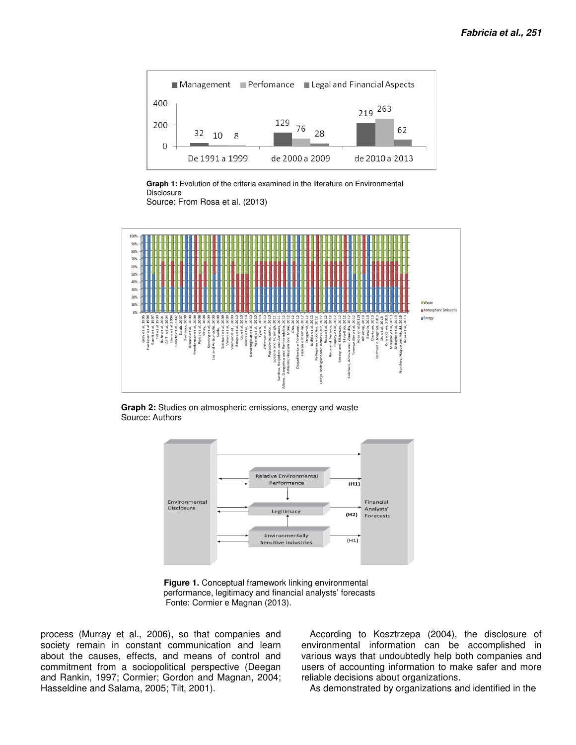**Graph 1:** Evolution of the criteria examined in the literature on Environmental Disclosure
Source: From Rosa et al. (2013)

**Graph 2:** Studies on atmospheric emissions, energy and waste
Source: Authors

**Figure 1.** Conceptual framework linking environmental performance, legitimacy and financial analysts' forecasts
Fonte: Cormier e Magnan (2013).

process (Murray et al., 2006), so that companies and society remain in constant communication and learn about the causes, effects, and means of control and commitment from a sociopolitical perspective (Deegan and Rankin, 1997; Cormier; Gordon and Magnan, 2004; Hasseldine and Salama, 2005; Tilt, 2001).

According to Kosztrzepa (2004), the disclosure of environmental information can be accomplished in various ways that undoubtedly help both companies and users of accounting information to make safer and more reliable decisions about organizations.

As demonstrated by organizations and identified in the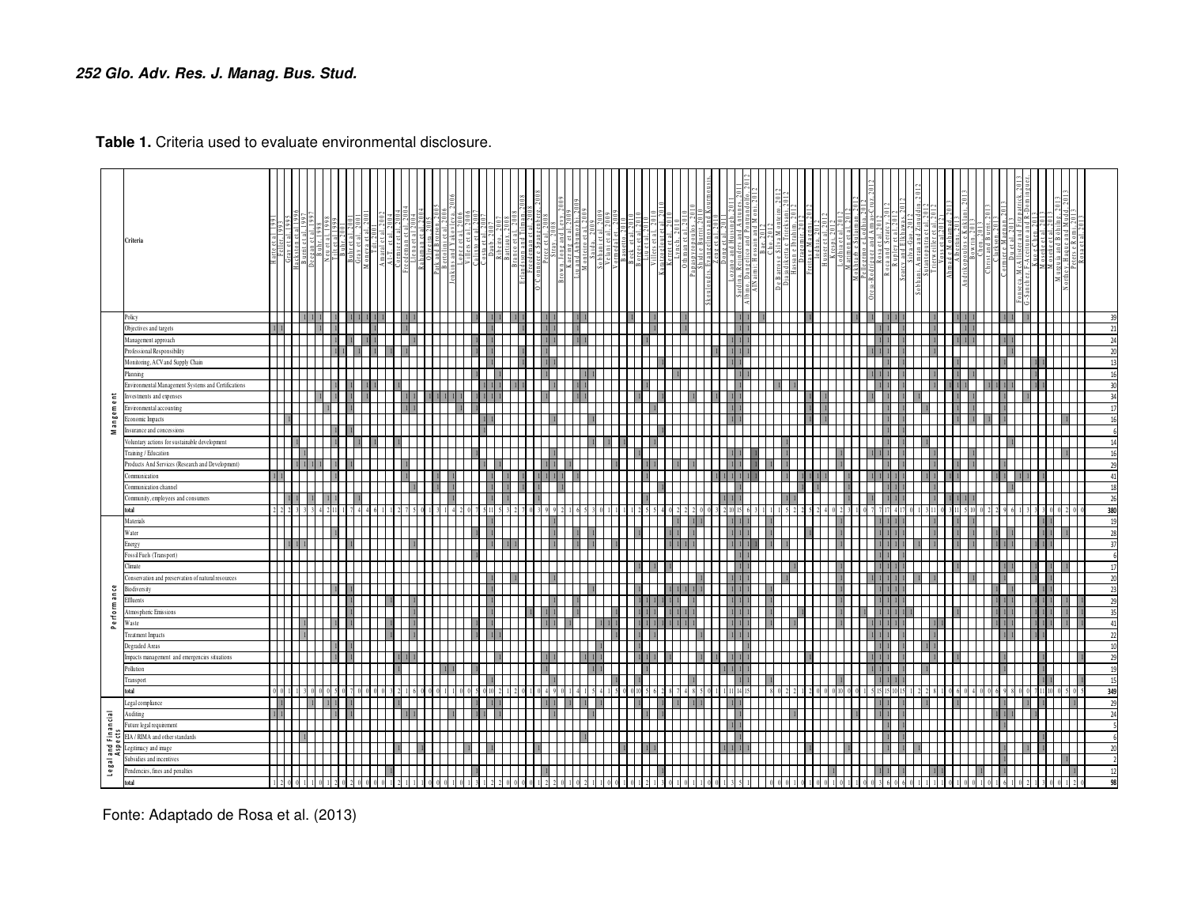**Table 1.** Criteria used to evaluate environmental disclosure.

| | Criteria | Total |
|---|---|---|
| Management | Policy | 39 |
| | Objectives and targets | 21 |
| | Management approach | 24 |
| | Professional Responsibility | 20 |
| | Monitoring, ACV and Supply Chain | 13 |
| | Planning | 16 |
| | Environmental Management Systems and Certifications | 30 |
| | Investments and expenses | 34 |
| | Environmental accounting | 17 |
| | Economic Impacts | 16 |
| | Insurance and concessions | 6 |
| | Voluntary actions for sustainable development | 14 |
| | Training / Education | 16 |
| | Products And Services (Research and Development) | 29 |
| | Communication | 41 |
| | Communication channel | 18 |
| | Community, employees and consumers | 26 |
| | total | 380 |
| Performance | Materials | 19 |
| | Water | 28 |
| | Energy | 37 |
| | Fossil Fuels (Transport) | 6 |
| | Climate | 17 |
| | Conservation and preservation of natural resources | 20 |
| | Biodiversity | 23 |
| | Effluents | 29 |
| | Atmospheric Emissions | 35 |
| | Waste | 41 |
| | Treatment Impacts | 22 |
| | Degraded Areas | 10 |
| | Impacts management and emergencies situations | 29 |
| | Pollution | 19 |
| | Transport | 15 |
| | total | 349 |
| Legal and Financial Aspects | Legal compliance | 29 |
| | Auditing | 24 |
| | Future legal requirement | 5 |
| | EIA / RIMA and other standards | 6 |
| | Legitimacy and image | 20 |
| | Subsidies and incentives | 2 |
| | Pendencies, fines and penalties | 12 |
| | total | 98 |

Fonte: Adaptado de Rosa et al. (2013)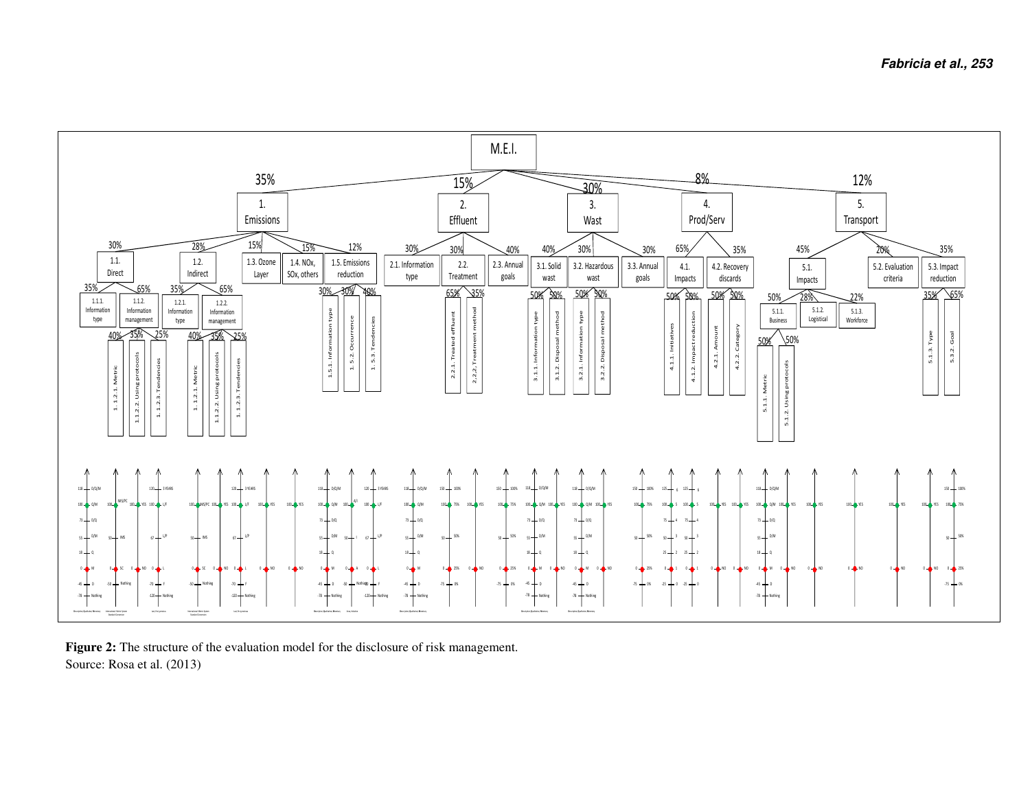**Figure 2:** The structure of the evaluation model for the disclosure of risk management.
Source: Rosa et al. (2013)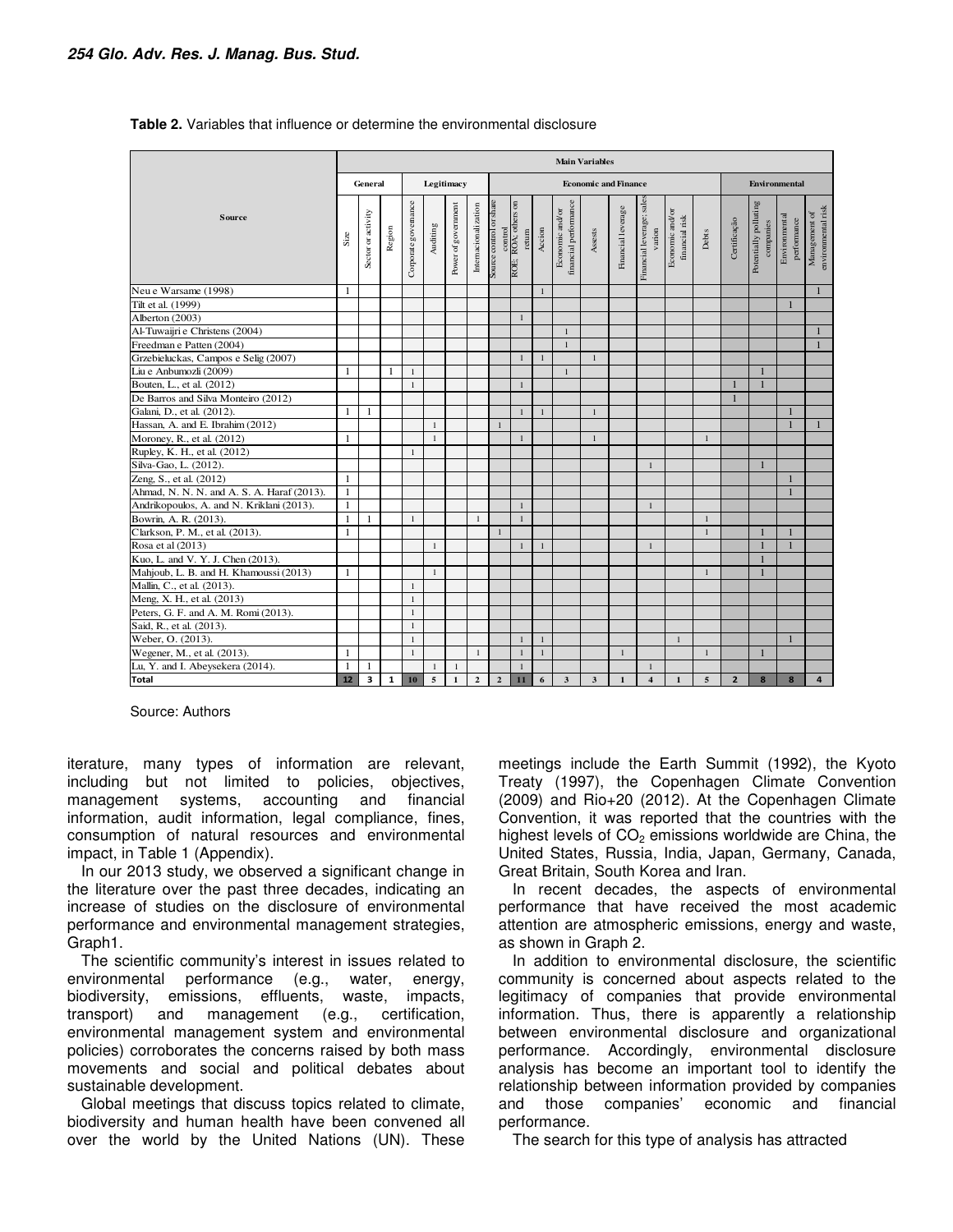**Table 2.** Variables that influence or determine the environmental disclosure

| Source | Main Variables | | | | | | | | | | | | | | | | | | | |
|---|---|---|---|---|---|---|---|---|---|---|---|---|---|---|---|---|---|---|---|---|
| | General | | | Legitimacy | | | | Economic and Finance | | | | | | | | | Environmental | | | |
| | Size | Sector or activity | Region | Corporate governance | Auditing | Power of government | Internacionalization | Source control or share control | ROE; ROA; others on return | Accion | Economic and/or financial performance | Assets | Financial leverage | Financial leverage; sales variation | Economic and/or financial risk | Debts | Certificação | Potentially polluting companies | Environmental performance | Management of environmental risk |
| Neu e Warsame (1998) | 1 | | | | | | | | | 1 | | | | | | | | | | 1 |
| Tilt et al. (1999) | | | | | | | | | | | | | | | | | | | 1 | |
| Alberton (2003) | | | | | | | | | 1 | | | | | | | | | | | |
| Al-Tuwaijri e Christens (2004) | | | | | | | | | | | 1 | | | | | | | | | 1 |
| Freedman e Patten (2004) | | | | | | | | | | | 1 | | | | | | | | | 1 |
| Grzebieluckas, Campos e Selig (2007) | | | | | | | | | 1 | 1 | | 1 | | | | | | | | |
| Liu e Anbumozli (2009) | 1 | | 1 | 1 | | | | | | | 1 | | | | | | | 1 | | |
| Bouten, L., et al. (2012) | | | | 1 | | | | | 1 | | | | | | | | 1 | 1 | | |
| De Barros and Silva Monteiro (2012) | | | | | | | | | | | | | | | | | 1 | | | |
| Galani, D., et al. (2012). | 1 | 1 | | | | | | | 1 | 1 | | 1 | | | | | | | 1 | |
| Hassan, A. and E. Ibrahim (2012) | | | | | 1 | | | 1 | | | | | | | | | | | 1 | 1 |
| Moroney, R., et al. (2012) | 1 | | | | 1 | | | | 1 | | | 1 | | | | 1 | | | | |
| Rupley, K. H., et al. (2012) | | | | 1 | | | | | | | | | | | | | | | | |
| Silva-Gao, L. (2012). | | | | | | | | | | | | | | 1 | | | | 1 | | |
| Zeng, S., et al. (2012) | 1 | | | | | | | | | | | | | | | | | | 1 | |
| Ahmad, N. N. N. and A. S. A. Haraf (2013). | 1 | | | | | | | | | | | | | | | | | | 1 | |
| Andrikopoulos, A. and N. Kriklani (2013). | 1 | | | | | | | | 1 | | | | | 1 | | | | | | |
| Bowrin, A. R. (2013). | 1 | 1 | | 1 | | | 1 | | 1 | | | | | | | 1 | | | | |
| Clarkson, P. M., et al. (2013). | 1 | | | | | | | 1 | | | | | | | | 1 | | 1 | 1 | |
| Rosa et al (2013) | | | | | 1 | | | | 1 | 1 | | | | 1 | | | | 1 | 1 | |
| Kuo, L. and V. Y. J. Chen (2013). | | | | | | | | | | | | | | | | | | 1 | | |
| Mahjoub, L. B. and H. Khamoussi (2013) | 1 | | | | 1 | | | | | | | | | | | 1 | | 1 | | |
| Mallin, C., et al. (2013). | | | | 1 | | | | | | | | | | | | | | | | |
| Meng, X. H., et al. (2013) | | | | 1 | | | | | | | | | | | | | | | | |
| Peters, G. F. and A. M. Romi (2013). | | | | 1 | | | | | | | | | | | | | | | | |
| Said, R., et al. (2013). | | | | 1 | | | | | | | | | | | | | | | | |
| Weber, O. (2013). | | | | 1 | | | | | 1 | 1 | | | | | 1 | | | | 1 | |
| Wegener, M., et al. (2013). | 1 | | | 1 | | | 1 | | 1 | 1 | | | 1 | | | 1 | | 1 | | |
| Lu, Y. and I. Abeysekera (2014). | 1 | 1 | | | 1 | 1 | | | 1 | | | | | 1 | | | | | | |
| **Total** | **12** | **3** | **1** | **10** | **5** | **1** | **2** | **2** | **11** | **6** | **3** | **3** | **1** | **4** | **1** | **5** | **2** | **8** | **8** | **4** |

Source: Authors

iterature, many types of information are relevant, including but not limited to policies, objectives, management systems, accounting and financial information, audit information, legal compliance, fines, consumption of natural resources and environmental impact, in Table 1 (Appendix).

In our 2013 study, we observed a significant change in the literature over the past three decades, indicating an increase of studies on the disclosure of environmental performance and environmental management strategies, Graph1.

The scientific community's interest in issues related to environmental performance (e.g., water, energy, biodiversity, emissions, effluents, waste, impacts, transport) and management (e.g., certification, environmental management system and environmental policies) corroborates the concerns raised by both mass movements and social and political debates about sustainable development.

Global meetings that discuss topics related to climate, biodiversity and human health have been convened all over the world by the United Nations (UN). These meetings include the Earth Summit (1992), the Kyoto Treaty (1997), the Copenhagen Climate Convention (2009) and Rio+20 (2012). At the Copenhagen Climate Convention, it was reported that the countries with the highest levels of $CO_2$ emissions worldwide are China, the United States, Russia, India, Japan, Germany, Canada, Great Britain, South Korea and Iran.

In recent decades, the aspects of environmental performance that have received the most academic attention are atmospheric emissions, energy and waste, as shown in Graph 2.

In addition to environmental disclosure, the scientific community is concerned about aspects related to the legitimacy of companies that provide environmental information. Thus, there is apparently a relationship between environmental disclosure and organizational performance. Accordingly, environmental disclosure analysis has become an important tool to identify the relationship between information provided by companies and those companies' economic and financial performance.

The search for this type of analysis has attracted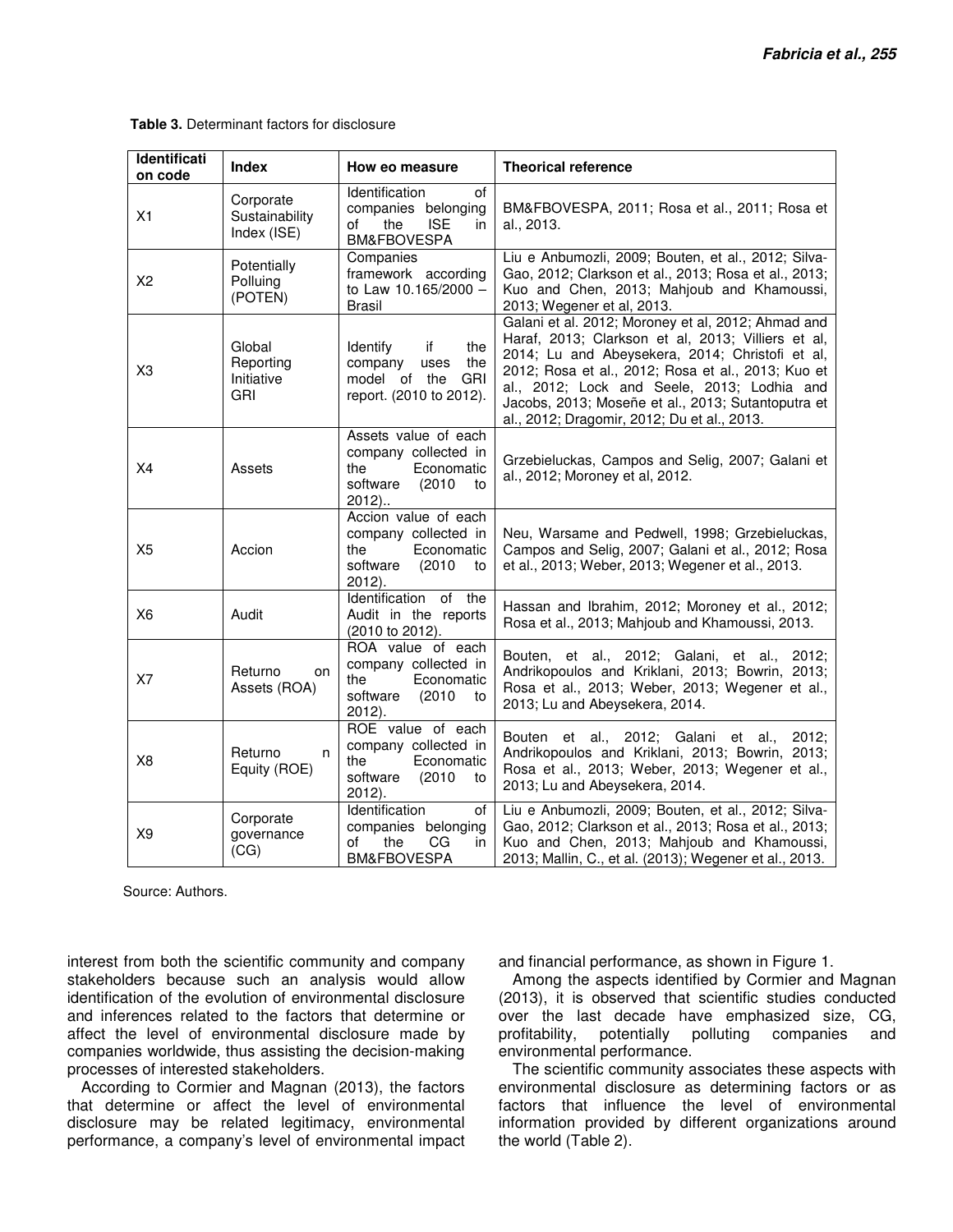**Table 3.** Determinant factors for disclosure

| Identification code | Index | How eo measure | Theorical reference |
|---|---|---|---|
| X1 | Corporate Sustainability Index (ISE) | Identification of companies belonging of the ISE in BM&FBOVESPA | BM&FBOVESPA, 2011; Rosa et al., 2011; Rosa et al., 2013. |
| X2 | Potentially Polluing (POTEN) | Companies framework according to Law 10.165/2000 – Brasil | Liu e Anbumozli, 2009; Bouten, et al., 2012; Silva-Gao, 2012; Clarkson et al., 2013; Rosa et al., 2013; Kuo and Chen, 2013; Mahjoub and Khamoussi, 2013; Wegener et al, 2013. |
| X3 | Global Reporting Initiative GRI | Identify if the company uses the model of the GRI report. (2010 to 2012). | Galani et al. 2012; Moroney et al, 2012; Ahmad and Haraf, 2013; Clarkson et al, 2013; Villiers et al, 2014; Lu and Abeysekera, 2014; Christofi et al, 2012; Rosa et al., 2012; Rosa et al., 2013; Kuo et al., 2012; Lock and Seele, 2013; Lodhia and Jacobs, 2013; Moseñe et al., 2013; Sutantoputra et al., 2012; Dragomir, 2012; Du et al., 2013. |
| X4 | Assets | Assets value of each company collected in the Economatic software (2010 to 2012).. | Grzebieluckas, Campos and Selig, 2007; Galani et al., 2012; Moroney et al, 2012. |
| X5 | Accion | Accion value of each company collected in the Economatic software (2010 to 2012). | Neu, Warsame and Pedwell, 1998; Grzebieluckas, Campos and Selig, 2007; Galani et al., 2012; Rosa et al., 2013; Weber, 2013; Wegener et al., 2013. |
| X6 | Audit | Identification of the Audit in the reports (2010 to 2012). | Hassan and Ibrahim, 2012; Moroney et al., 2012; Rosa et al., 2013; Mahjoub and Khamoussi, 2013. |
| X7 | Returno on Assets (ROA) | ROA value of each company collected in the Economatic software (2010 to 2012). | Bouten, et al., 2012; Galani, et al., 2012; Andrikopoulos and Kriklani, 2013; Bowrin, 2013; Rosa et al., 2013; Weber, 2013; Wegener et al., 2013; Lu and Abeysekera, 2014. |
| X8 | Returno n Equity (ROE) | ROE value of each company collected in the Economatic software (2010 to 2012). | Bouten et al., 2012; Galani et al., 2012; Andrikopoulos and Kriklani, 2013; Bowrin, 2013; Rosa et al., 2013; Weber, 2013; Wegener et al., 2013; Lu and Abeysekera, 2014. |
| X9 | Corporate governance (CG) | Identification of companies belonging of the CG in BM&FBOVESPA | Liu e Anbumozli, 2009; Bouten, et al., 2012; Silva-Gao, 2012; Clarkson et al., 2013; Rosa et al., 2013; Kuo and Chen, 2013; Mahjoub and Khamoussi, 2013; Mallin, C., et al. (2013); Wegener et al., 2013. |

Source: Authors.

interest from both the scientific community and company stakeholders because such an analysis would allow identification of the evolution of environmental disclosure and inferences related to the factors that determine or affect the level of environmental disclosure made by companies worldwide, thus assisting the decision-making processes of interested stakeholders.

According to Cormier and Magnan (2013), the factors that determine or affect the level of environmental disclosure may be related legitimacy, environmental performance, a company's level of environmental impact and financial performance, as shown in Figure 1.

Among the aspects identified by Cormier and Magnan (2013), it is observed that scientific studies conducted over the last decade have emphasized size, CG, profitability, potentially polluting companies and environmental performance.

The scientific community associates these aspects with environmental disclosure as determining factors or as factors that influence the level of environmental information provided by different organizations around the world (Table 2).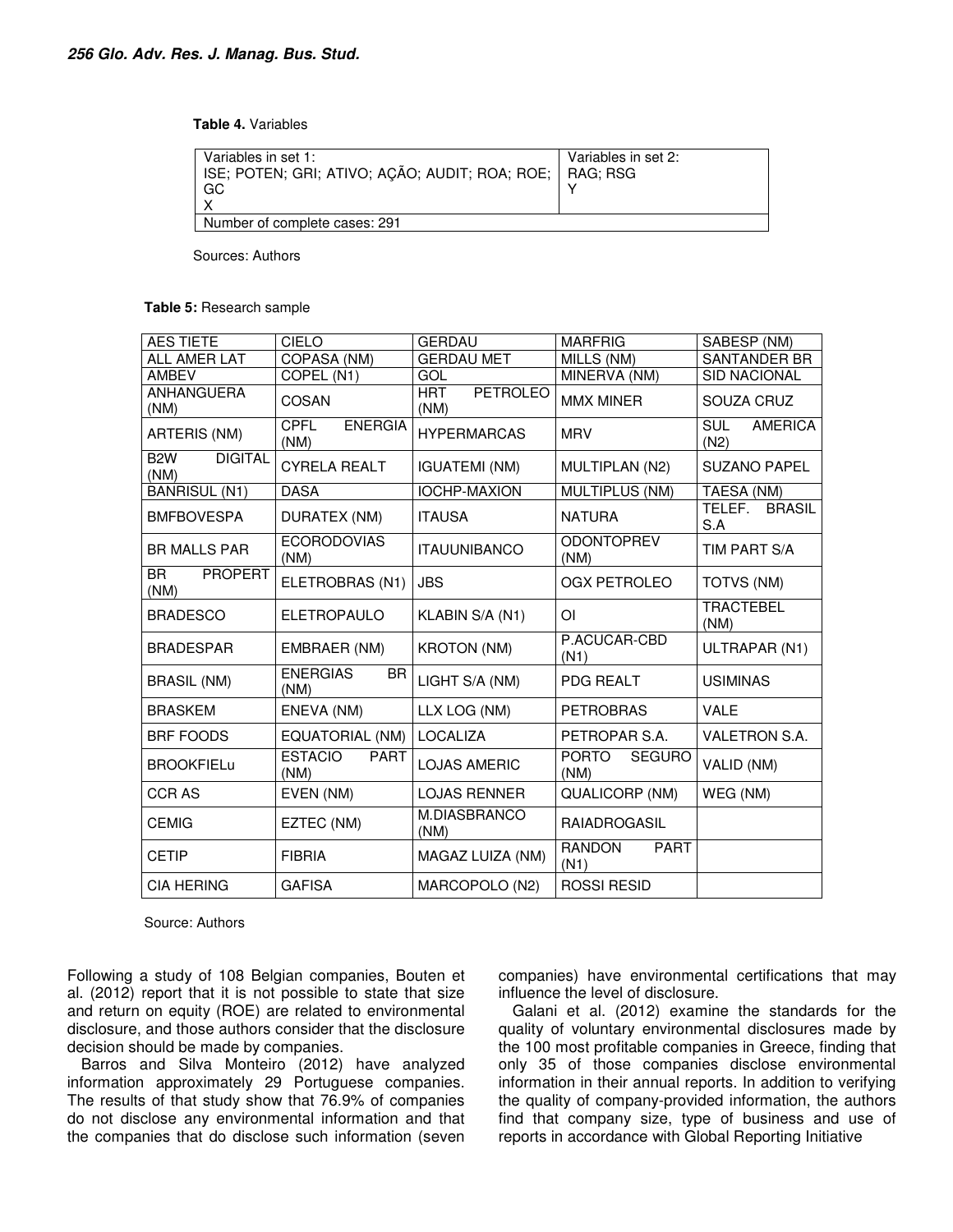**Table 4.** Variables

| Variables in set 1: ISE; POTEN; GRI; ATIVO; AÇÃO; AUDIT; ROA; ROE; GC X | Variables in set 2: RAG; RSG Y |
|---|---|
| Number of complete cases: 291 | |

Sources: Authors

**Table 5:** Research sample

| | | | | |
|---|---|---|---|---|
| AES TIETE | CIELO | GERDAU | MARFRIG | SABESP (NM) |
| ALL AMER LAT | COPASA (NM) | GERDAU MET | MILLS (NM) | SANTANDER BR |
| AMBEV | COPEL (N1) | GOL | MINERVA (NM) | SID NACIONAL |
| ANHANGUERA (NM) | COSAN | HRT PETROLEO (NM) | MMX MINER | SOUZA CRUZ |
| ARTERIS (NM) | CPFL ENERGIA (NM) | HYPERMARCAS | MRV | SUL AMERICA (N2) |
| B2W DIGITAL (NM) | CYRELA REALT | IGUATEMI (NM) | MULTIPLAN (N2) | SUZANO PAPEL |
| BANRISUL (N1) | DASA | IOCHP-MAXION | MULTIPLUS (NM) | TAESA (NM) |
| BMFBOVESPA | DURATEX (NM) | ITAUSA | NATURA | TELEF. BRASIL S.A |
| BR MALLS PAR | ECORODOVIAS (NM) | ITAUUNIBANCO | ODONTOPREV (NM) | TIM PART S/A |
| BR PROPERT (NM) | ELETROBRAS (N1) | JBS | OGX PETROLEO | TOTVS (NM) |
| BRADESCO | ELETROPAULO | KLABIN S/A (N1) | OI | TRACTEBEL (NM) |
| BRADESPAR | EMBRAER (NM) | KROTON (NM) | P.ACUCAR-CBD (N1) | ULTRAPAR (N1) |
| BRASIL (NM) | ENERGIAS BR (NM) | LIGHT S/A (NM) | PDG REALT | USIMINAS |
| BRASKEM | ENEVA (NM) | LLX LOG (NM) | PETROBRAS | VALE |
| BRF FOODS | EQUATORIAL (NM) | LOCALIZA | PETROPAR S.A. | VALETRON S.A. |
| BROOKFIELu | ESTACIO PART (NM) | LOJAS AMERIC | PORTO SEGURO (NM) | VALID (NM) |
| CCR AS | EVEN (NM) | LOJAS RENNER | QUALICORP (NM) | WEG (NM) |
| CEMIG | EZTEC (NM) | M.DIASBRANCO (NM) | RAIADROGASIL | |
| CETIP | FIBRIA | MAGAZ LUIZA (NM) | RANDON PART (N1) | |
| CIA HERING | GAFISA | MARCOPOLO (N2) | ROSSI RESID | |

Source: Authors

Following a study of 108 Belgian companies, Bouten et al. (2012) report that it is not possible to state that size and return on equity (ROE) are related to environmental disclosure, and those authors consider that the disclosure decision should be made by companies.

Barros and Silva Monteiro (2012) have analyzed information approximately 29 Portuguese companies. The results of that study show that 76.9% of companies do not disclose any environmental information and that the companies that do disclose such information (seven companies) have environmental certifications that may influence the level of disclosure.

Galani et al. (2012) examine the standards for the quality of voluntary environmental disclosures made by the 100 most profitable companies in Greece, finding that only 35 of those companies disclose environmental information in their annual reports. In addition to verifying the quality of company-provided information, the authors find that company size, type of business and use of reports in accordance with Global Reporting Initiative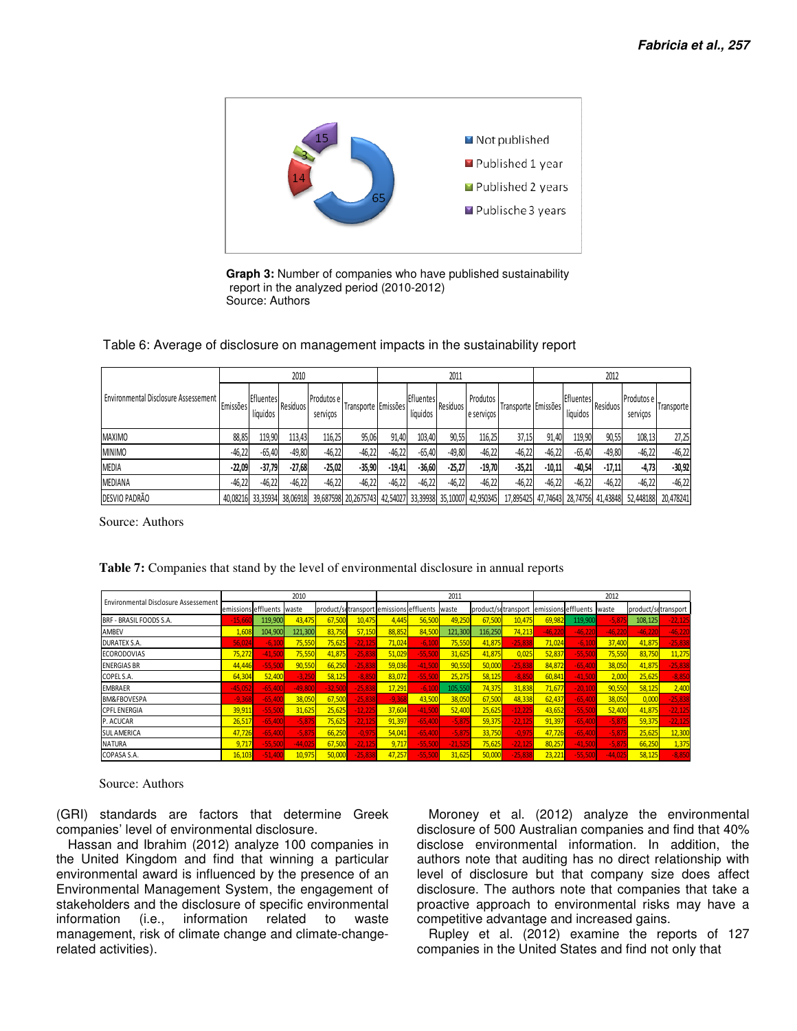Graph 3: Number of companies who have published sustainability report in the analyzed period (2010-2012)
Source: Authors

Table 6: Average of disclosure on management impacts in the sustainability report

| Environmental Disclosure Assessement | 2010 | | | | | 2011 | | | | | 2012 | | | | |
|---|---|---|---|---|---|---|---|---|---|---|---|---|---|---|---|
| | Emissões | Efluentes líquidos | Resíduos | Produtos e serviços | Transporte | Emissões | Efluentes líquidos | Resíduos | Produtos e serviços | Transporte | Emissões | Efluentes líquidos | Resíduos | Produtos e serviços | Transporte |
| MAXIMO | 88,85 | 119,90 | 113,43 | 116,25 | 95,06 | 91,40 | 103,40 | 90,55 | 116,25 | 37,15 | 91,40 | 119,90 | 90,55 | 108,13 | 27,25 |
| MINIMO | -46,22 | -65,40 | -49,80 | -46,22 | -46,22 | -46,22 | -65,40 | -49,80 | -46,22 | -46,22 | -46,22 | -65,40 | -49,80 | -46,22 | -46,22 |
| **MEDIA** | **-22,09** | **-37,79** | **-27,68** | **-25,02** | **-35,90** | **-19,41** | **-36,60** | **-25,27** | **-19,70** | **-35,21** | **-10,11** | **-40,54** | **-17,11** | **-4,73** | **-30,92** |
| MEDIANA | -46,22 | -46,22 | -46,22 | -46,22 | -46,22 | -46,22 | -46,22 | -46,22 | -46,22 | -46,22 | -46,22 | -46,22 | -46,22 | -46,22 | -46,22 |
| DESVIO PADRÃO | 40,08216 | 33,35934 | 38,06918 | 39,687598 | 20,2675743 | 42,54027 | 33,39938 | 35,10007 | 42,950345 | 17,895425 | 47,74643 | 28,74756 | 41,43848 | 52,448188 | 20,478241 |

Source: Authors

**Table 7:** Companies that stand by the level of environmental disclosure in annual reports

| Environmental Disclosure Assessement | 2010 | | | | | 2011 | | | | | 2012 | | | | |
|---|---|---|---|---|---|---|---|---|---|---|---|---|---|---|---|
| | emissions | effluents | waste | product/services | transport | emissions | effluents | waste | product/services | transport | emissions | effluents | waste | product/services | transport |
| BRF - BRASIL FOODS S.A. | -15,660 | 119,900 | 43,475 | 67,500 | 10,475 | 4,445 | 56,500 | 49,250 | 67,500 | 10,475 | 69,982 | 119,900 | -5,875 | 108,125 | -22,125 |
| AMBEV | 1,608 | 104,900 | 121,300 | 83,750 | 57,150 | 88,852 | 84,500 | 121,300 | 116,250 | 74,213 | -46,220 | -46,220 | -46,220 | -46,220 | -46,220 |
| DURATEX S.A. | 56,024 | -6,100 | 75,550 | 75,625 | -22,125 | 71,024 | -6,100 | 75,550 | 41,875 | -25,838 | 71,024 | -6,100 | 37,400 | 41,875 | -25,838 |
| ECORODOVIAS | 75,272 | -41,500 | 75,550 | 41,875 | -25,838 | 51,029 | -55,500 | 31,625 | 41,875 | 0,025 | 52,837 | -55,500 | 75,550 | 83,750 | 11,275 |
| ENERGIAS BR | 44,446 | -55,500 | 90,550 | 66,250 | -25,838 | 59,036 | -41,500 | 90,550 | 50,000 | -25,838 | 84,872 | -65,400 | 38,050 | 41,875 | -25,838 |
| COPEL S.A. | 64,304 | 52,400 | -3,250 | 58,125 | -8,850 | 83,072 | -55,500 | 25,275 | 58,125 | -8,850 | 60,841 | -41,500 | 2,000 | 25,625 | -8,850 |
| EMBRAER | -45,052 | -65,400 | 49,800 | -32,500 | -25,838 | 17,291 | -6,100 | 105,550 | 74,375 | 31,838 | 71,677 | -20,100 | 90,550 | 58,125 | 2,400 |
| BM&FBOVESPA | -9,368 | -65,400 | 38,050 | 67,500 | -25,838 | -9,368 | 43,500 | 38,050 | 67,500 | 48,338 | 62,437 | -65,400 | 38,050 | 0,000 | -25,838 |
| CPFL ENERGIA | 39,911 | -55,500 | 31,625 | 25,625 | -12,225 | 37,604 | -41,500 | 52,400 | 25,625 | -12,225 | 43,652 | -55,500 | 52,400 | 41,875 | -22,125 |
| P. ACUCAR | 26,517 | -65,400 | -5,875 | 75,625 | -22,125 | 91,397 | -65,400 | -5,875 | 59,375 | -22,125 | 91,397 | -65,400 | -5,875 | 59,375 | -22,125 |
| SUL AMERICA | 47,726 | -65,400 | -5,875 | 66,250 | -0,975 | 54,041 | -65,400 | -5,875 | 33,750 | -0,975 | 47,726 | -65,400 | -5,875 | 25,625 | 12,300 |
| NATURA | 9,717 | -55,500 | 44,025 | 67,500 | -22,125 | 9,717 | -55,500 | 21,525 | 75,625 | -22,125 | 80,257 | -41,500 | -5,875 | 66,250 | 1,375 |
| COPASA S.A. | 16,103 | -51,400 | 10,975 | 50,000 | -25,838 | 47,257 | -55,500 | 31,625 | 50,000 | -25,838 | 23,221 | -55,500 | -44,025 | 58,125 | -8,850 |

Source: Authors

(GRI) standards are factors that determine Greek companies' level of environmental disclosure.

Hassan and Ibrahim (2012) analyze 100 companies in the United Kingdom and find that winning a particular environmental award is influenced by the presence of an Environmental Management System, the engagement of stakeholders and the disclosure of specific environmental information (i.e., information related to waste management, risk of climate change and climate-change-related activities).

Moroney et al. (2012) analyze the environmental disclosure of 500 Australian companies and find that 40% disclose environmental information. In addition, the authors note that auditing has no direct relationship with level of disclosure but that company size does affect disclosure. The authors note that companies that take a proactive approach to environmental risks may have a competitive advantage and increased gains.

Rupley et al. (2012) examine the reports of 127 companies in the United States and find not only that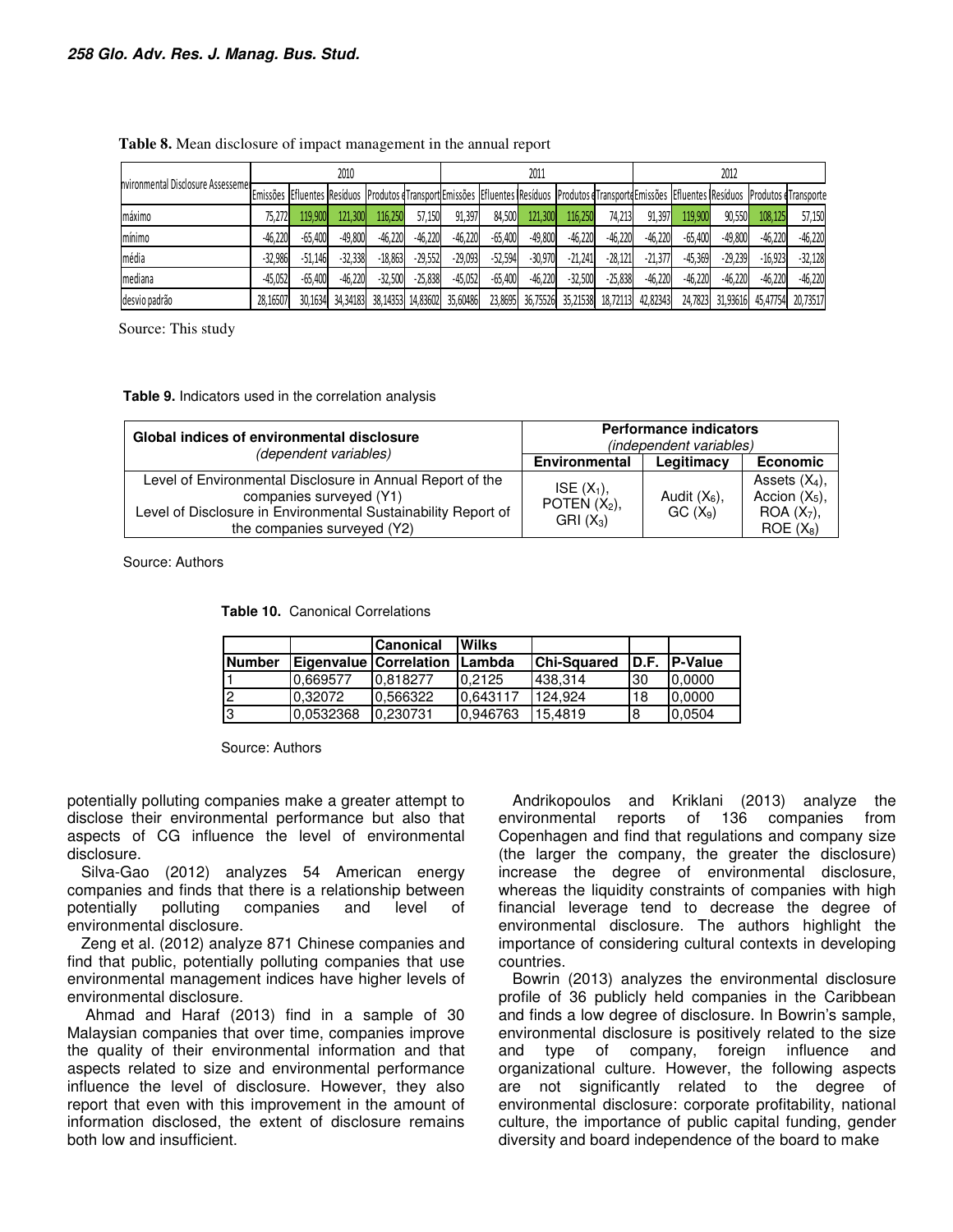**Table 8.** Mean disclosure of impact management in the annual report

| nvironmental Disclosure Assesseme | 2010 | | | | | 2011 | | | | | 2012 | | | | |
|---|---|---|---|---|---|---|---|---|---|---|---|---|---|---|---|
| | Emissões | Efluentes | Resíduos | Produtos e | Transport | Emissões | Efluentes | Resíduos | Produtos e | Transporte | Emissões | Efluentes | Resíduos | Produtos e | Transporte |
| máximo | 75,272 | 119,900 | 121,300 | 116,250 | 57,150 | 91,397 | 84,500 | 121,300 | 116,250 | 74,213 | 91,397 | 119,900 | 90,550 | 108,125 | 57,150 |
| mínimo | -46,220 | -65,400 | -49,800 | -46,220 | -46,220 | -46,220 | -65,400 | -49,800 | -46,220 | -46,220 | -46,220 | -65,400 | -49,800 | -46,220 | -46,220 |
| média | -32,986 | -51,146 | -32,338 | -18,863 | -29,552 | -29,093 | -52,594 | -30,970 | -21,241 | -28,121 | -21,377 | -45,369 | -29,239 | -16,923 | -32,128 |
| mediana | -45,052 | -65,400 | -46,220 | -32,500 | -25,838 | -45,052 | -65,400 | -46,220 | -32,500 | -25,838 | -46,220 | -46,220 | -46,220 | -46,220 | -46,220 |
| desvio padrão | 28,16507 | 30,1634 | 34,34183 | 38,14353 | 14,83602 | 35,60486 | 23,8695 | 36,75526 | 35,21538 | 18,72113 | 42,82343 | 24,7823 | 31,93616 | 45,47754 | 20,73517 |

Source: This study

**Table 9.** Indicators used in the correlation analysis

| Global indices of environmental disclosure *(dependent variables)* | Performance indicators *(independent variables)* | | |
|---|---|---|---|
| | **Environmental** | **Legitimacy** | **Economic** |
| Level of Environmental Disclosure in Annual Report of the companies surveyed (Y1)<br>Level of Disclosure in Environmental Sustainability Report of the companies surveyed (Y2) | ISE ($X_1$), POTEN ($X_2$), GRI ($X_3$) | Audit ($X_6$), GC ($X_9$) | Assets ($X_4$), Accion ($X_5$), ROA ($X_7$), ROE ($X_8$) |

Source: Authors

**Table 10.** Canonical Correlations

| Number | Eigenvalue | Canonical Correlation | Wilks Lambda | Chi-Squared | D.F. | P-Value |
|---|---|---|---|---|---|---|
| 1 | 0,669577 | 0,818277 | 0,2125 | 438,314 | 30 | 0,0000 |
| 2 | 0,32072 | 0,566322 | 0,643117 | 124,924 | 18 | 0,0000 |
| 3 | 0,0532368 | 0,230731 | 0,946763 | 15,4819 | 8 | 0,0504 |

Source: Authors

potentially polluting companies make a greater attempt to disclose their environmental performance but also that aspects of CG influence the level of environmental disclosure.

Silva-Gao (2012) analyzes 54 American energy companies and finds that there is a relationship between potentially polluting companies and level of environmental disclosure.

Zeng et al. (2012) analyze 871 Chinese companies and find that public, potentially polluting companies that use environmental management indices have higher levels of environmental disclosure.

Ahmad and Haraf (2013) find in a sample of 30 Malaysian companies that over time, companies improve the quality of their environmental information and that aspects related to size and environmental performance influence the level of disclosure. However, they also report that even with this improvement in the amount of information disclosed, the extent of disclosure remains both low and insufficient.

Andrikopoulos and Kriklani (2013) analyze the environmental reports of 136 companies from Copenhagen and find that regulations and company size (the larger the company, the greater the disclosure) increase the degree of environmental disclosure, whereas the liquidity constraints of companies with high financial leverage tend to decrease the degree of environmental disclosure. The authors highlight the importance of considering cultural contexts in developing countries.

Bowrin (2013) analyzes the environmental disclosure profile of 36 publicly held companies in the Caribbean and finds a low degree of disclosure. In Bowrin's sample, environmental disclosure is positively related to the size and type of company, foreign influence and organizational culture. However, the following aspects are not significantly related to the degree of environmental disclosure: corporate profitability, national culture, the importance of public capital funding, gender diversity and board independence of the board to make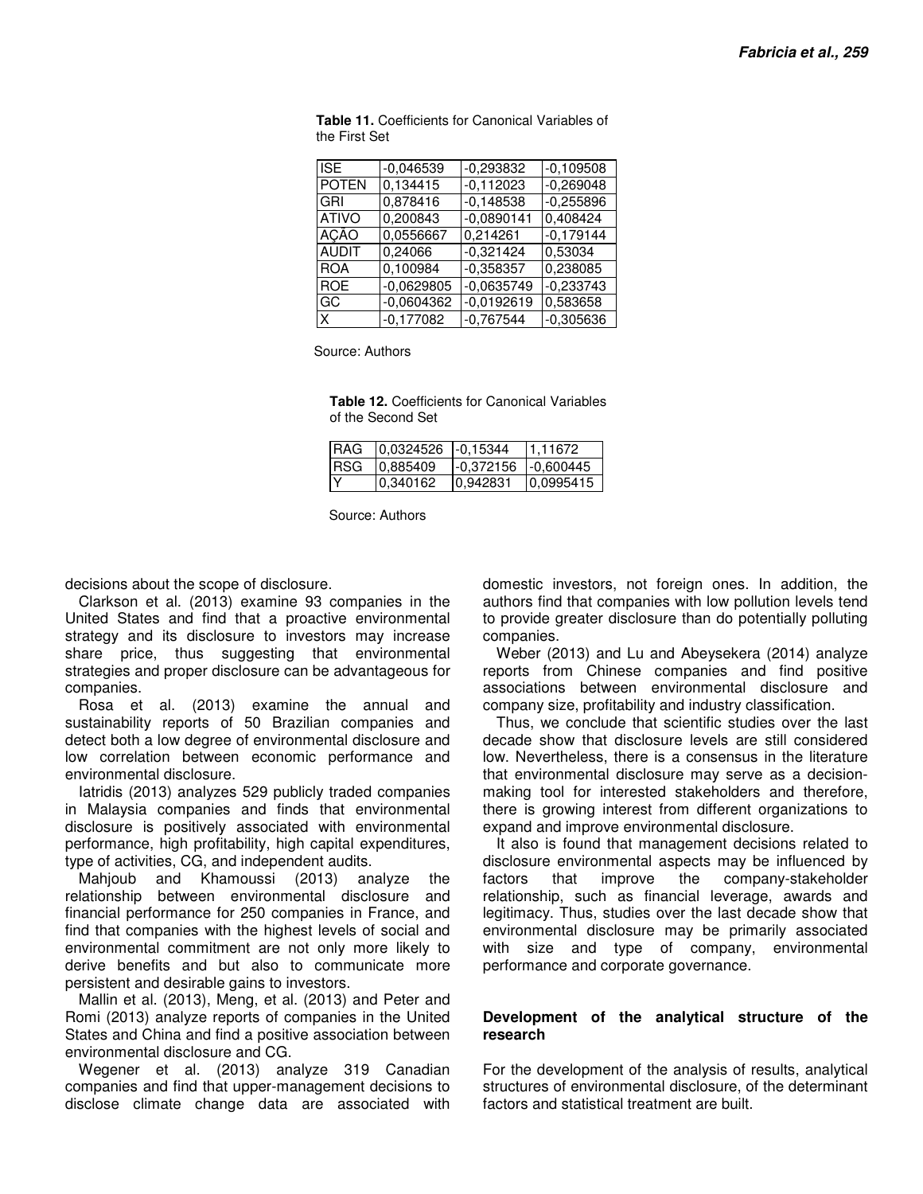**Table 11.** Coefficients for Canonical Variables of the First Set

| | | | |
|---|---|---|---|
| ISE | -0,046539 | -0,293832 | -0,109508 |
| POTEN | 0,134415 | -0,112023 | -0,269048 |
| GRI | 0,878416 | -0,148538 | -0,255896 |
| ATIVO | 0,200843 | -0,0890141 | 0,408424 |
| AÇÃO | 0,0556667 | 0,214261 | -0,179144 |
| AUDIT | 0,24066 | -0,321424 | 0,53034 |
| ROA | 0,100984 | -0,358357 | 0,238085 |
| ROE | -0,0629805 | -0,0635749 | -0,233743 |
| GC | -0,0604362 | -0,0192619 | 0,583658 |
| X | -0,177082 | -0,767544 | -0,305636 |

Source: Authors

**Table 12.** Coefficients for Canonical Variables of the Second Set

| | | | |
|---|---|---|---|
| RAG | 0,0324526 | -0,15344 | 1,11672 |
| RSG | 0,885409 | -0,372156 | -0,600445 |
| Y | 0,340162 | 0,942831 | 0,0995415 |

Source: Authors

decisions about the scope of disclosure.

Clarkson et al. (2013) examine 93 companies in the United States and find that a proactive environmental strategy and its disclosure to investors may increase share price, thus suggesting that environmental strategies and proper disclosure can be advantageous for companies.

Rosa et al. (2013) examine the annual and sustainability reports of 50 Brazilian companies and detect both a low degree of environmental disclosure and low correlation between economic performance and environmental disclosure.

Iatridis (2013) analyzes 529 publicly traded companies in Malaysia companies and finds that environmental disclosure is positively associated with environmental performance, high profitability, high capital expenditures, type of activities, CG, and independent audits.

Mahjoub and Khamoussi (2013) analyze the relationship between environmental disclosure and financial performance for 250 companies in France, and find that companies with the highest levels of social and environmental commitment are not only more likely to derive benefits and but also to communicate more persistent and desirable gains to investors.

Mallin et al. (2013), Meng, et al. (2013) and Peter and Romi (2013) analyze reports of companies in the United States and China and find a positive association between environmental disclosure and CG.

Wegener et al. (2013) analyze 319 Canadian companies and find that upper-management decisions to disclose climate change data are associated with domestic investors, not foreign ones. In addition, the authors find that companies with low pollution levels tend to provide greater disclosure than do potentially polluting companies.

Weber (2013) and Lu and Abeysekera (2014) analyze reports from Chinese companies and find positive associations between environmental disclosure and company size, profitability and industry classification.

Thus, we conclude that scientific studies over the last decade show that disclosure levels are still considered low. Nevertheless, there is a consensus in the literature that environmental disclosure may serve as a decision-making tool for interested stakeholders and therefore, there is growing interest from different organizations to expand and improve environmental disclosure.

It also is found that management decisions related to disclosure environmental aspects may be influenced by factors that improve the company-stakeholder relationship, such as financial leverage, awards and legitimacy. Thus, studies over the last decade show that environmental disclosure may be primarily associated with size and type of company, environmental performance and corporate governance.

## Development of the analytical structure of the research

For the development of the analysis of results, analytical structures of environmental disclosure, of the determinant factors and statistical treatment are built.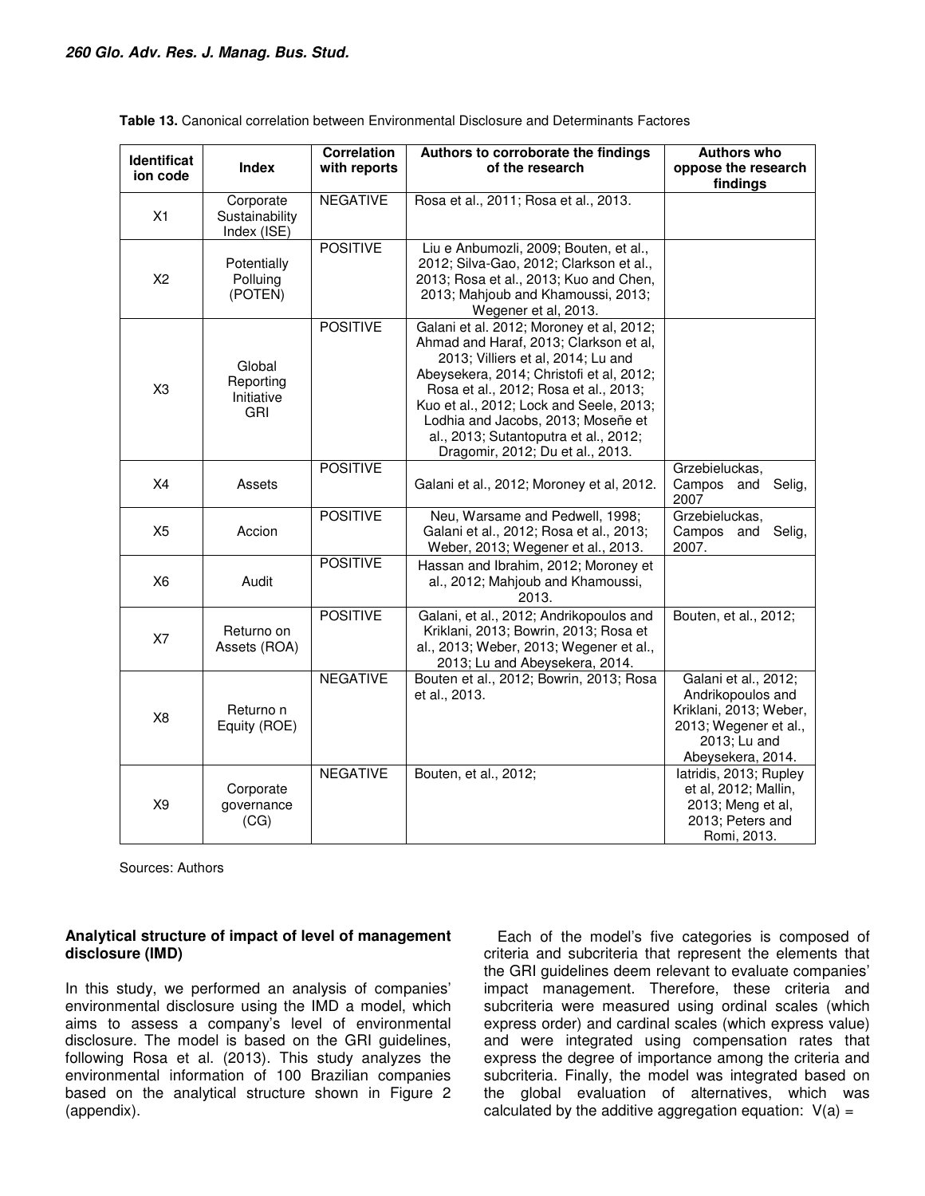**Table 13.** Canonical correlation between Environmental Disclosure and Determinants Factores

| Identification code | Index | Correlation with reports | Authors to corroborate the findings of the research | Authors who oppose the research findings |
|---|---|---|---|---|
| X1 | Corporate Sustainability Index (ISE) | NEGATIVE | Rosa et al., 2011; Rosa et al., 2013. | |
| X2 | Potentially Polluing (POTEN) | POSITIVE | Liu e Anbumozli, 2009; Bouten, et al., 2012; Silva-Gao, 2012; Clarkson et al., 2013; Rosa et al., 2013; Kuo and Chen, 2013; Mahjoub and Khamoussi, 2013; Wegener et al, 2013. | |
| X3 | Global Reporting Initiative GRI | POSITIVE | Galani et al. 2012; Moroney et al, 2012; Ahmad and Haraf, 2013; Clarkson et al, 2013; Villiers et al, 2014; Lu and Abeysekera, 2014; Christofi et al, 2012; Rosa et al., 2012; Rosa et al., 2013; Kuo et al., 2012; Lock and Seele, 2013; Lodhia and Jacobs, 2013; Moseñe et al., 2013; Sutantoputra et al., 2012; Dragomir, 2012; Du et al., 2013. | |
| X4 | Assets | POSITIVE | Galani et al., 2012; Moroney et al, 2012. | Grzebieluckas, Campos and Selig, 2007 |
| X5 | Accion | POSITIVE | Neu, Warsame and Pedwell, 1998; Galani et al., 2012; Rosa et al., 2013; Weber, 2013; Wegener et al., 2013. | Grzebieluckas, Campos and Selig, 2007. |
| X6 | Audit | POSITIVE | Hassan and Ibrahim, 2012; Moroney et al., 2012; Mahjoub and Khamoussi, 2013. | |
| X7 | Returno on Assets (ROA) | POSITIVE | Galani, et al., 2012; Andrikopoulos and Kriklani, 2013; Bowrin, 2013; Rosa et al., 2013; Weber, 2013; Wegener et al., 2013; Lu and Abeysekera, 2014. | Bouten, et al., 2012; |
| X8 | Returno n Equity (ROE) | NEGATIVE | Bouten et al., 2012; Bowrin, 2013; Rosa et al., 2013. | Galani et al., 2012; Andrikopoulos and Kriklani, 2013; Weber, 2013; Wegener et al., 2013; Lu and Abeysekera, 2014. |
| X9 | Corporate governance (CG) | NEGATIVE | Bouten, et al., 2012; | Iatridis, 2013; Rupley et al, 2012; Mallin, 2013; Meng et al, 2013; Peters and Romi, 2013. |

Sources: Authors

### Analytical structure of impact of level of management disclosure (IMD)

In this study, we performed an analysis of companies' environmental disclosure using the IMD a model, which aims to assess a company's level of environmental disclosure. The model is based on the GRI guidelines, following Rosa et al. (2013). This study analyzes the environmental information of 100 Brazilian companies based on the analytical structure shown in Figure 2 (appendix).

Each of the model's five categories is composed of criteria and subcriteria that represent the elements that the GRI guidelines deem relevant to evaluate companies' impact management. Therefore, these criteria and subcriteria were measured using ordinal scales (which express order) and cardinal scales (which express value) and were integrated using compensation rates that express the degree of importance among the criteria and subcriteria. Finally, the model was integrated based on the global evaluation of alternatives, which was calculated by the additive aggregation equation: $V(a) =$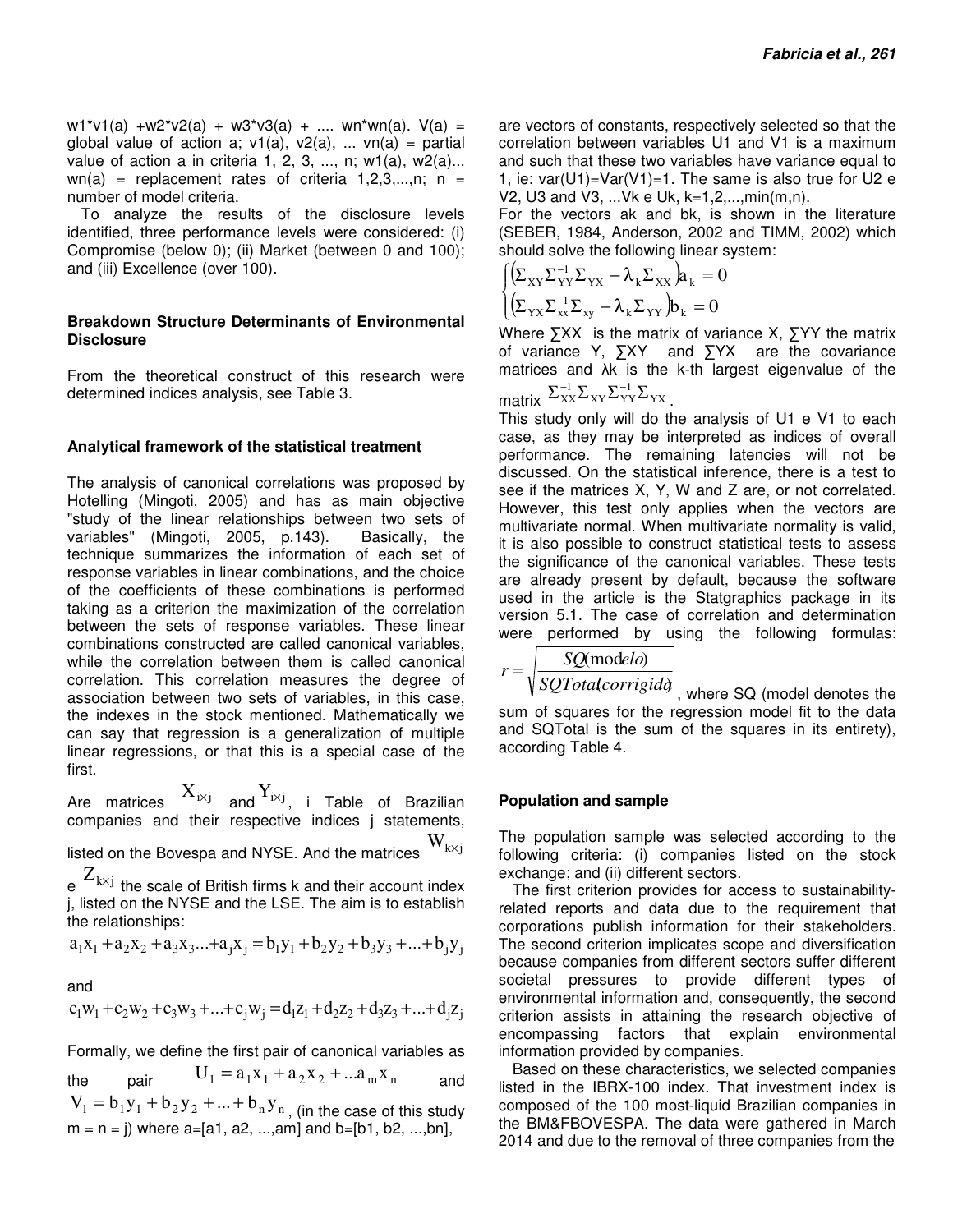w1*v1(a) +w2*v2(a) + w3*v3(a) + .... wn*wn(a). V(a) = global value of action a; v1(a), v2(a), ... vn(a) = partial value of action a in criteria 1, 2, 3, ..., n; w1(a), w2(a)... wn(a) = replacement rates of criteria 1,2,3,...,n; n = number of model criteria.

To analyze the results of the disclosure levels identified, three performance levels were considered: (i) Compromise (below 0); (ii) Market (between 0 and 100); and (iii) Excellence (over 100).

### Breakdown Structure Determinants of Environmental Disclosure

From the theoretical construct of this research were determined indices analysis, see Table 3.

### Analytical framework of the statistical treatment

The analysis of canonical correlations was proposed by Hotelling (Mingoti, 2005) and has as main objective "study of the linear relationships between two sets of variables" (Mingoti, 2005, p.143). Basically, the technique summarizes the information of each set of response variables in linear combinations, and the choice of the coefficients of these combinations is performed taking as a criterion the maximization of the correlation between the sets of response variables. These linear combinations constructed are called canonical variables, while the correlation between them is called canonical correlation. This correlation measures the degree of association between two sets of variables, in this case, the indexes in the stock mentioned. Mathematically we can say that regression is a generalization of multiple linear regressions, or that this is a special case of the first.

Are matrices $X_{i \times j}$ and $Y_{i \times j}$, i Table of Brazilian companies and their respective indices j statements, listed on the Bovespa and NYSE. And the matrices $W_{k \times j}$ e $Z_{k \times j}$ the scale of British firms k and their account index j, listed on the NYSE and the LSE. The aim is to establish the relationships:

$$a_1x_1 + a_2x_2 + a_3x_3 ... + a_jx_j = b_1y_1 + b_2y_2 + b_3y_3 + ... + b_jy_j$$

and

$$c_1w_1 + c_2w_2 + c_3w_3 + ... + c_jw_j = d_1z_1 + d_2z_2 + d_3z_3 + ... + d_jz_j$$

Formally, we define the first pair of canonical variables as the pair $U_1 = a_1x_1 + a_2x_2 + ... a_mx_n$ and $V_1 = b_1y_1 + b_2y_2 + ... + b_ny_n$, (in the case of this study m = n = j) where a=[a1, a2, ...,am] and b=[b1, b2, ...,bn], are vectors of constants, respectively selected so that the correlation between variables U1 and V1 is a maximum and such that these two variables have variance equal to 1, ie: var(U1)=Var(V1)=1. The same is also true for U2 e V2, U3 and V3, ...Vk e Uk, k=1,2,...,min(m,n).

For the vectors ak and bk, is shown in the literature (SEBER, 1984, Anderson, 2002 and TIMM, 2002) which should solve the following linear system:

$$\begin{cases} \left(\Sigma_{XY}\Sigma_{YY}^{-1}\Sigma_{YX} - \lambda_k \Sigma_{XX}\right)a_k = 0 \\ \left(\Sigma_{YX}\Sigma_{xx}^{-1}\Sigma_{xy} - \lambda_k \Sigma_{YY}\right)b_k = 0 \end{cases}$$

Where ∑XX is the matrix of variance X, ∑YY the matrix of variance Y, ∑XY and ∑YX are the covariance matrices and λk is the k-th largest eigenvalue of the matrix $\Sigma_{XX}^{-1}\Sigma_{XY}\Sigma_{YY}^{-1}\Sigma_{YX}$.

This study only will do the analysis of U1 e V1 to each case, as they may be interpreted as indices of overall performance. The remaining latencies will not be discussed. On the statistical inference, there is a test to see if the matrices X, Y, W and Z are, or not correlated. However, this test only applies when the vectors are multivariate normal. When multivariate normality is valid, it is also possible to construct statistical tests to assess the significance of the canonical variables. These tests are already present by default, because the software used in the article is the Statgraphics package in its version 5.1. The case of correlation and determination were performed by using the following formulas: $r = \sqrt{\frac{SQ(modelo)}{SQTotal(corrigido)}}$, where SQ (model denotes the sum of squares for the regression model fit to the data and SQTotal is the sum of the squares in its entirety), according Table 4.

### Population and sample

The population sample was selected according to the following criteria: (i) companies listed on the stock exchange; and (ii) different sectors.

The first criterion provides for access to sustainability-related reports and data due to the requirement that corporations publish information for their stakeholders. The second criterion implicates scope and diversification because companies from different sectors suffer different societal pressures to provide different types of environmental information and, consequently, the second criterion assists in attaining the research objective of encompassing factors that explain environmental information provided by companies.

Based on these characteristics, we selected companies listed in the IBRX-100 index. That investment index is composed of the 100 most-liquid Brazilian companies in the BM&FBOVESPA. The data were gathered in March 2014 and due to the removal of three companies from the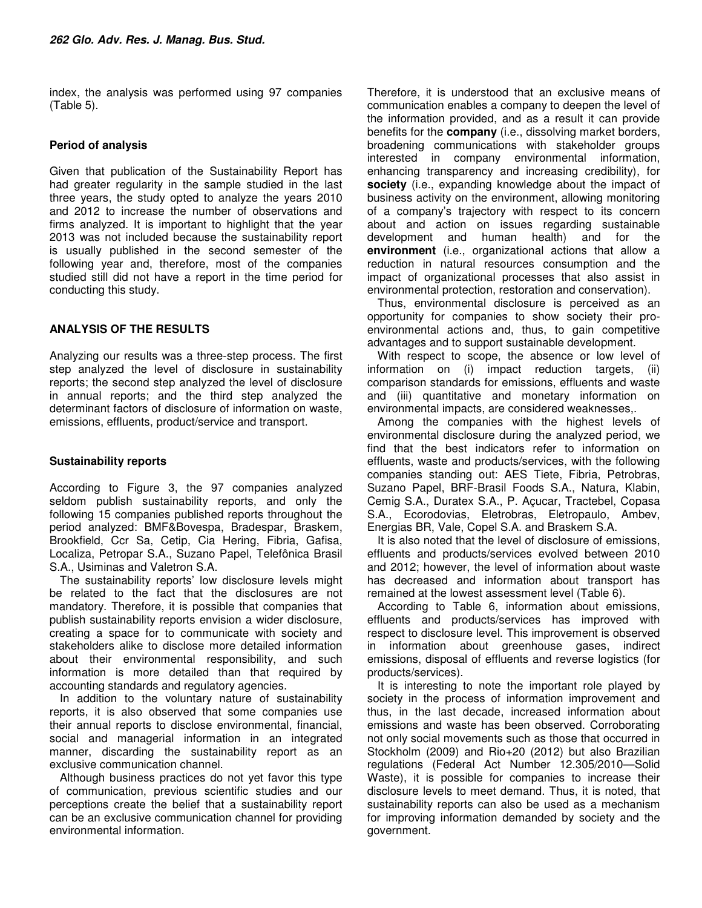index, the analysis was performed using 97 companies (Table 5).

### Period of analysis

Given that publication of the Sustainability Report has had greater regularity in the sample studied in the last three years, the study opted to analyze the years 2010 and 2012 to increase the number of observations and firms analyzed. It is important to highlight that the year 2013 was not included because the sustainability report is usually published in the second semester of the following year and, therefore, most of the companies studied still did not have a report in the time period for conducting this study.

## ANALYSIS OF THE RESULTS

Analyzing our results was a three-step process. The first step analyzed the level of disclosure in sustainability reports; the second step analyzed the level of disclosure in annual reports; and the third step analyzed the determinant factors of disclosure of information on waste, emissions, effluents, product/service and transport.

### Sustainability reports

According to Figure 3, the 97 companies analyzed seldom publish sustainability reports, and only the following 15 companies published reports throughout the period analyzed: BMF&Bovespa, Bradespar, Braskem, Brookfield, Ccr Sa, Cetip, Cia Hering, Fibria, Gafisa, Localiza, Petropar S.A., Suzano Papel, Telefônica Brasil S.A., Usiminas and Valetron S.A.

The sustainability reports' low disclosure levels might be related to the fact that the disclosures are not mandatory. Therefore, it is possible that companies that publish sustainability reports envision a wider disclosure, creating a space for to communicate with society and stakeholders alike to disclose more detailed information about their environmental responsibility, and such information is more detailed than that required by accounting standards and regulatory agencies.

In addition to the voluntary nature of sustainability reports, it is also observed that some companies use their annual reports to disclose environmental, financial, social and managerial information in an integrated manner, discarding the sustainability report as an exclusive communication channel.

Although business practices do not yet favor this type of communication, previous scientific studies and our perceptions create the belief that a sustainability report can be an exclusive communication channel for providing environmental information.

Therefore, it is understood that an exclusive means of communication enables a company to deepen the level of the information provided, and as a result it can provide benefits for the **company** (i.e., dissolving market borders, broadening communications with stakeholder groups interested in company environmental information, enhancing transparency and increasing credibility), for **society** (i.e., expanding knowledge about the impact of business activity on the environment, allowing monitoring of a company's trajectory with respect to its concern about and action on issues regarding sustainable development and human health) and for the **environment** (i.e., organizational actions that allow a reduction in natural resources consumption and the impact of organizational processes that also assist in environmental protection, restoration and conservation).

Thus, environmental disclosure is perceived as an opportunity for companies to show society their pro-environmental actions and, thus, to gain competitive advantages and to support sustainable development.

With respect to scope, the absence or low level of information on (i) impact reduction targets, (ii) comparison standards for emissions, effluents and waste and (iii) quantitative and monetary information on environmental impacts, are considered weaknesses,.

Among the companies with the highest levels of environmental disclosure during the analyzed period, we find that the best indicators refer to information on effluents, waste and products/services, with the following companies standing out: AES Tiete, Fibria, Petrobras, Suzano Papel, BRF-Brasil Foods S.A., Natura, Klabin, Cemig S.A., Duratex S.A., P. Açucar, Tractebel, Copasa S.A., Ecorodovias, Eletrobras, Eletropaulo, Ambev, Energias BR, Vale, Copel S.A. and Braskem S.A.

It is also noted that the level of disclosure of emissions, effluents and products/services evolved between 2010 and 2012; however, the level of information about waste has decreased and information about transport has remained at the lowest assessment level (Table 6).

According to Table 6, information about emissions, effluents and products/services has improved with respect to disclosure level. This improvement is observed in information about greenhouse gases, indirect emissions, disposal of effluents and reverse logistics (for products/services).

It is interesting to note the important role played by society in the process of information improvement and thus, in the last decade, increased information about emissions and waste has been observed. Corroborating not only social movements such as those that occurred in Stockholm (2009) and Rio+20 (2012) but also Brazilian regulations (Federal Act Number 12.305/2010—Solid Waste), it is possible for companies to increase their disclosure levels to meet demand. Thus, it is noted, that sustainability reports can also be used as a mechanism for improving information demanded by society and the government.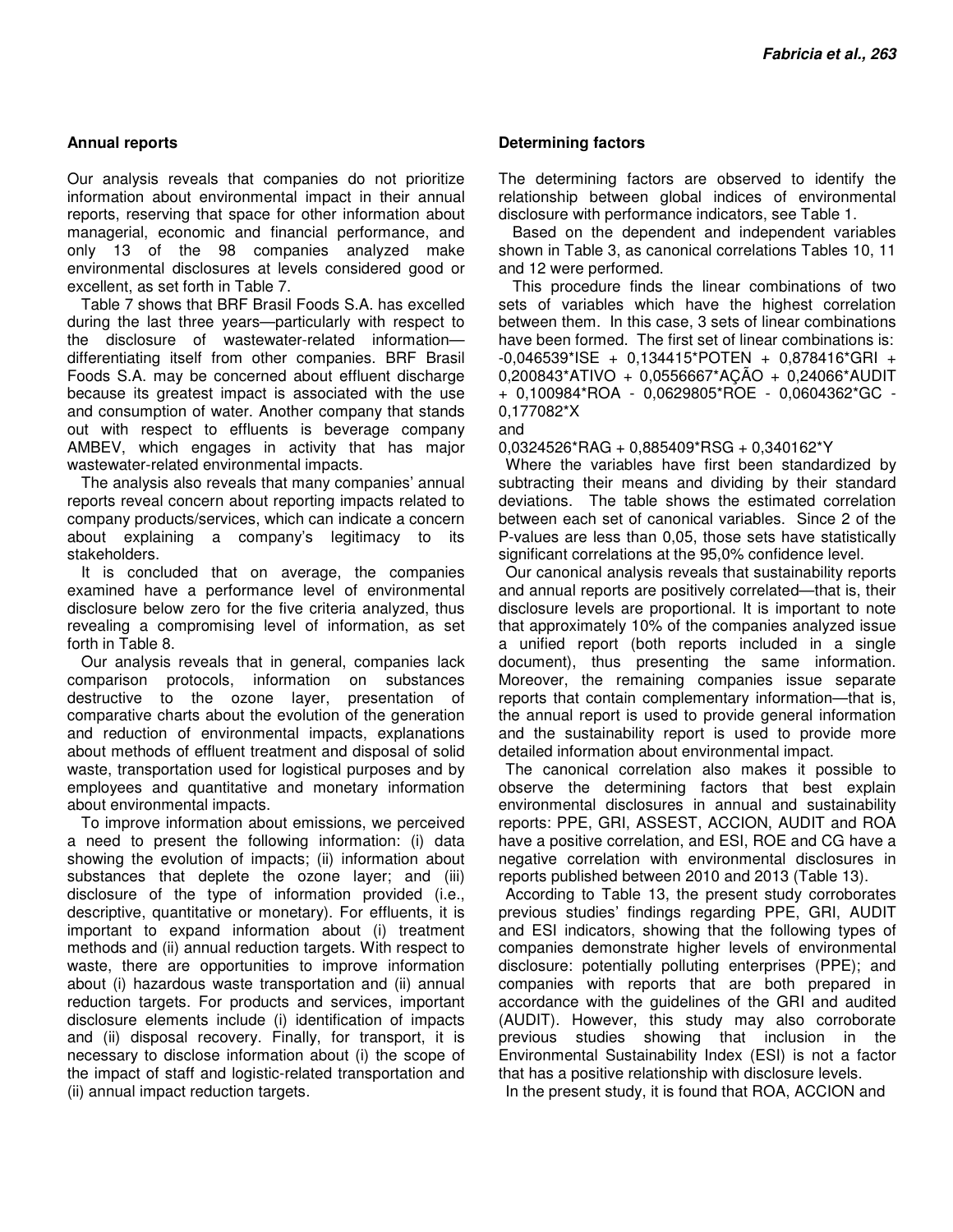## Annual reports

Our analysis reveals that companies do not prioritize information about environmental impact in their annual reports, reserving that space for other information about managerial, economic and financial performance, and only 13 of the 98 companies analyzed make environmental disclosures at levels considered good or excellent, as set forth in Table 7.

Table 7 shows that BRF Brasil Foods S.A. has excelled during the last three years—particularly with respect to the disclosure of wastewater-related information—differentiating itself from other companies. BRF Brasil Foods S.A. may be concerned about effluent discharge because its greatest impact is associated with the use and consumption of water. Another company that stands out with respect to effluents is beverage company AMBEV, which engages in activity that has major wastewater-related environmental impacts.

The analysis also reveals that many companies' annual reports reveal concern about reporting impacts related to company products/services, which can indicate a concern about explaining a company's legitimacy to its stakeholders.

It is concluded that on average, the companies examined have a performance level of environmental disclosure below zero for the five criteria analyzed, thus revealing a compromising level of information, as set forth in Table 8.

Our analysis reveals that in general, companies lack comparison protocols, information on substances destructive to the ozone layer, presentation of comparative charts about the evolution of the generation and reduction of environmental impacts, explanations about methods of effluent treatment and disposal of solid waste, transportation used for logistical purposes and by employees and quantitative and monetary information about environmental impacts.

To improve information about emissions, we perceived a need to present the following information: (i) data showing the evolution of impacts; (ii) information about substances that deplete the ozone layer; and (iii) disclosure of the type of information provided (i.e., descriptive, quantitative or monetary). For effluents, it is important to expand information about (i) treatment methods and (ii) annual reduction targets. With respect to waste, there are opportunities to improve information about (i) hazardous waste transportation and (ii) annual reduction targets. For products and services, important disclosure elements include (i) identification of impacts and (ii) disposal recovery. Finally, for transport, it is necessary to disclose information about (i) the scope of the impact of staff and logistic-related transportation and (ii) annual impact reduction targets.

## Determining factors

The determining factors are observed to identify the relationship between global indices of environmental disclosure with performance indicators, see Table 1.

Based on the dependent and independent variables shown in Table 3, as canonical correlations Tables 10, 11 and 12 were performed.

This procedure finds the linear combinations of two sets of variables which have the highest correlation between them. In this case, 3 sets of linear combinations have been formed. The first set of linear combinations is:
-0,046539*ISE + 0,134415*POTEN + 0,878416*GRI + 0,200843*ATIVO + 0,0556667*AÇÃO + 0,24066*AUDIT + 0,100984*ROA - 0,0629805*ROE - 0,0604362*GC - 0,177082*X

and

0,0324526*RAG + 0,885409*RSG + 0,340162*Y

Where the variables have first been standardized by subtracting their means and dividing by their standard deviations. The table shows the estimated correlation between each set of canonical variables. Since 2 of the P-values are less than 0,05, those sets have statistically significant correlations at the 95,0% confidence level.

Our canonical analysis reveals that sustainability reports and annual reports are positively correlated—that is, their disclosure levels are proportional. It is important to note that approximately 10% of the companies analyzed issue a unified report (both reports included in a single document), thus presenting the same information. Moreover, the remaining companies issue separate reports that contain complementary information—that is, the annual report is used to provide general information and the sustainability report is used to provide more detailed information about environmental impact.

The canonical correlation also makes it possible to observe the determining factors that best explain environmental disclosures in annual and sustainability reports: PPE, GRI, ASSEST, ACCION, AUDIT and ROA have a positive correlation, and ESI, ROE and CG have a negative correlation with environmental disclosures in reports published between 2010 and 2013 (Table 13).

According to Table 13, the present study corroborates previous studies' findings regarding PPE, GRI, AUDIT and ESI indicators, showing that the following types of companies demonstrate higher levels of environmental disclosure: potentially polluting enterprises (PPE); and companies with reports that are both prepared in accordance with the guidelines of the GRI and audited (AUDIT). However, this study may also corroborate previous studies showing that inclusion in the Environmental Sustainability Index (ESI) is not a factor that has a positive relationship with disclosure levels.

In the present study, it is found that ROA, ACCION and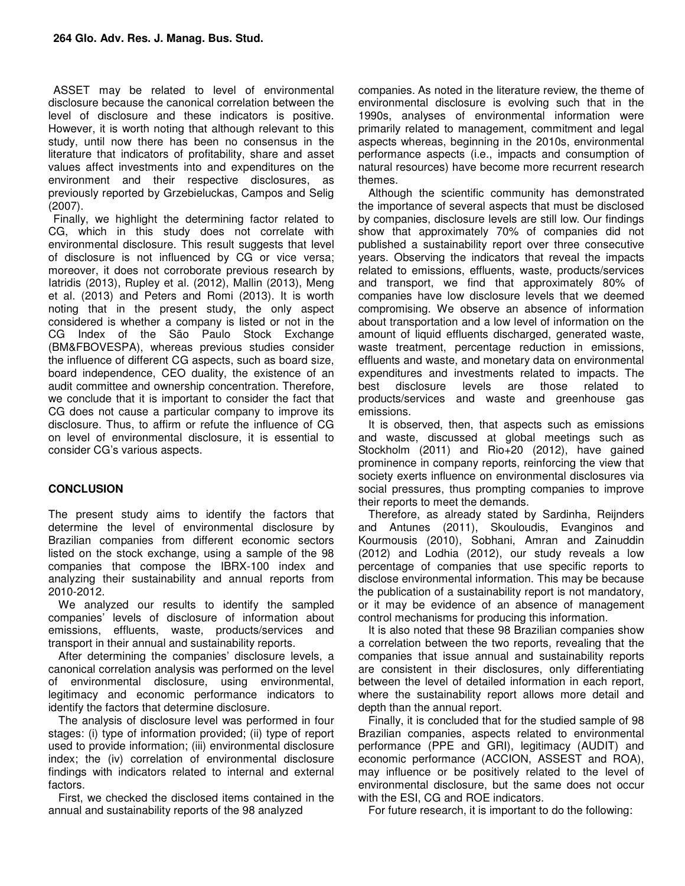ASSET may be related to level of environmental disclosure because the canonical correlation between the level of disclosure and these indicators is positive. However, it is worth noting that although relevant to this study, until now there has been no consensus in the literature that indicators of profitability, share and asset values affect investments into and expenditures on the environment and their respective disclosures, as previously reported by Grzebieluckas, Campos and Selig (2007).

Finally, we highlight the determining factor related to CG, which in this study does not correlate with environmental disclosure. This result suggests that level of disclosure is not influenced by CG or vice versa; moreover, it does not corroborate previous research by Iatridis (2013), Rupley et al. (2012), Mallin (2013), Meng et al. (2013) and Peters and Romi (2013). It is worth noting that in the present study, the only aspect considered is whether a company is listed or not in the CG Index of the São Paulo Stock Exchange (BM&FBOVESPA), whereas previous studies consider the influence of different CG aspects, such as board size, board independence, CEO duality, the existence of an audit committee and ownership concentration. Therefore, we conclude that it is important to consider the fact that CG does not cause a particular company to improve its disclosure. Thus, to affirm or refute the influence of CG on level of environmental disclosure, it is essential to consider CG's various aspects.

## CONCLUSION

The present study aims to identify the factors that determine the level of environmental disclosure by Brazilian companies from different economic sectors listed on the stock exchange, using a sample of the 98 companies that compose the IBRX-100 index and analyzing their sustainability and annual reports from 2010-2012.

We analyzed our results to identify the sampled companies' levels of disclosure of information about emissions, effluents, waste, products/services and transport in their annual and sustainability reports.

After determining the companies' disclosure levels, a canonical correlation analysis was performed on the level of environmental disclosure, using environmental, legitimacy and economic performance indicators to identify the factors that determine disclosure.

The analysis of disclosure level was performed in four stages: (i) type of information provided; (ii) type of report used to provide information; (iii) environmental disclosure index; the (iv) correlation of environmental disclosure findings with indicators related to internal and external factors.

First, we checked the disclosed items contained in the annual and sustainability reports of the 98 analyzed companies. As noted in the literature review, the theme of environmental disclosure is evolving such that in the 1990s, analyses of environmental information were primarily related to management, commitment and legal aspects whereas, beginning in the 2010s, environmental performance aspects (i.e., impacts and consumption of natural resources) have become more recurrent research themes.

Although the scientific community has demonstrated the importance of several aspects that must be disclosed by companies, disclosure levels are still low. Our findings show that approximately 70% of companies did not published a sustainability report over three consecutive years. Observing the indicators that reveal the impacts related to emissions, effluents, waste, products/services and transport, we find that approximately 80% of companies have low disclosure levels that we deemed compromising. We observe an absence of information about transportation and a low level of information on the amount of liquid effluents discharged, generated waste, waste treatment, percentage reduction in emissions, effluents and waste, and monetary data on environmental expenditures and investments related to impacts. The best disclosure levels are those related to products/services and waste and greenhouse gas emissions.

It is observed, then, that aspects such as emissions and waste, discussed at global meetings such as Stockholm (2011) and Rio+20 (2012), have gained prominence in company reports, reinforcing the view that society exerts influence on environmental disclosures via social pressures, thus prompting companies to improve their reports to meet the demands.

Therefore, as already stated by Sardinha, Reijnders and Antunes (2011), Skouloudis, Evanginos and Kourmousis (2010), Sobhani, Amran and Zainuddin (2012) and Lodhia (2012), our study reveals a low percentage of companies that use specific reports to disclose environmental information. This may be because the publication of a sustainability report is not mandatory, or it may be evidence of an absence of management control mechanisms for producing this information.

It is also noted that these 98 Brazilian companies show a correlation between the two reports, revealing that the companies that issue annual and sustainability reports are consistent in their disclosures, only differentiating between the level of detailed information in each report, where the sustainability report allows more detail and depth than the annual report.

Finally, it is concluded that for the studied sample of 98 Brazilian companies, aspects related to environmental performance (PPE and GRI), legitimacy (AUDIT) and economic performance (ACCION, ASSEST and ROA), may influence or be positively related to the level of environmental disclosure, but the same does not occur with the ESI, CG and ROE indicators.

For future research, it is important to do the following: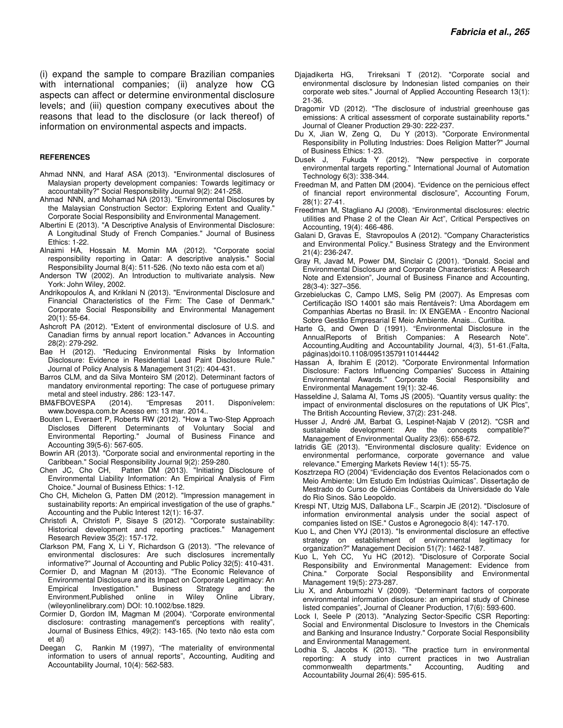(i) expand the sample to compare Brazilian companies with international companies; (ii) analyze how CG aspects can affect or determine environmental disclosure levels; and (iii) question company executives about the reasons that lead to the disclosure (or lack thereof) of information on environmental aspects and impacts.

## REFERENCES

Ahmad NNN, and Haraf ASA (2013). "Environmental disclosures of Malaysian property development companies: Towards legitimacy or accountability?" Social Responsibility Journal 9(2): 241-258.

Ahmad NNN, and Mohamad NA (2013). "Environmental Disclosures by the Malaysian Construction Sector: Exploring Extent and Quality." Corporate Social Responsibility and Environmental Management.

Albertini E (2013). "A Descriptive Analysis of Environmental Disclosure: A Longitudinal Study of French Companies." Journal of Business Ethics: 1-22.

Alnaimi HA, Hossain M. Momin MA (2012). "Corporate social responsibility reporting in Qatar: A descriptive analysis." Social Responsibility Journal 8(4): 511-526. (No texto não esta com et al)

Anderson TW (2002). An Introduction to multivariate analysis. New York: John Wiley, 2002.

Andrikopoulos A, and Kriklani N (2013). "Environmental Disclosure and Financial Characteristics of the Firm: The Case of Denmark." Corporate Social Responsibility and Environmental Management 20(1): 55-64.

Ashcroft PA (2012). "Extent of environmental disclosure of U.S. and Canadian firms by annual report location." Advances in Accounting 28(2): 279-292.

Bae H (2012). "Reducing Environmental Risks by Information Disclosure: Evidence in Residential Lead Paint Disclosure Rule." Journal of Policy Analysis & Management 31(2): 404-431.

Barros CLM, and da Silva Monteiro SM (2012). Determinant factors of mandatory environmental reporting: The case of portuguese primary metal and steel industry. 286: 123-147.

BM&FBOVESPA (2014). "Empresas 2011. Disponívelem: www.bovespa.com.br Acesso em: 13 mar. 2014..

Bouten L, Everaert P, Roberts RW (2012). "How a Two-Step Approach Discloses Different Determinants of Voluntary Social and Environmental Reporting." Journal of Business Finance and Accounting 39(5-6): 567-605.

Bowrin AR (2013). "Corporate social and environmental reporting in the Caribbean." Social Responsibility Journal 9(2): 259-280.

Chen JC, Cho CH, Patten DM (2013). "Initiating Disclosure of Environmental Liability Information: An Empirical Analysis of Firm Choice." Journal of Business Ethics: 1-12.

Cho CH, Michelon G, Patten DM (2012). "Impression management in sustainability reports: An empirical investigation of the use of graphs." Accounting and the Public Interest 12(1): 16-37.

Christofi A, Christofi P, Sisaye S (2012). "Corporate sustainability: Historical development and reporting practices." Management Research Review 35(2): 157-172.

Clarkson PM, Fang X, Li Y, Richardson G (2013). "The relevance of environmental disclosures: Are such disclosures incrementally informative?" Journal of Accounting and Public Policy 32(5): 410-431.

Cormier D, and Magnan M (2013). "The Economic Relevance of Environmental Disclosure and its Impact on Corporate Legitimacy: An Empirical Investigation." Business Strategy and the Environment.Published online in Wiley Online Library, (wileyonlinelibrary.com) DOI: 10.1002/bse.1829.

Cormier D, Gordon IM, Magman M (2004). "Corporate environmental disclosure: contrasting management's perceptions with reality", Journal of Business Ethics, 49(2): 143-165. (No texto não esta com et al)

Deegan C, Rankin M (1997), "The materiality of environmental information to users of annual reports", Accounting, Auditing and Accountability Journal, 10(4): 562-583.

Djajadikerta HG, Trireksani T (2012). "Corporate social and environmental disclosure by Indonesian listed companies on their corporate web sites." Journal of Applied Accounting Research 13(1): 21-36.

Dragomir VD (2012). "The disclosure of industrial greenhouse gas emissions: A critical assessment of corporate sustainability reports." Journal of Cleaner Production 29-30: 222-237.

Du X, Jian W, Zeng Q, Du Y (2013). "Corporate Environmental Responsibility in Polluting Industries: Does Religion Matter?" Journal of Business Ethics: 1-23.

Dusek J, Fukuda Y (2012). "New perspective in corporate environmental targets reporting." International Journal of Automation Technology 6(3): 338-344.

Freedman M, and Patten DM (2004). "Evidence on the pernicious effect of financial report environmental disclosure", Accounting Forum, 28(1): 27-41.

Freedman M, Stagliano AJ (2008). "Environmental disclosures: electric utilities and Phase 2 of the Clean Air Act", Critical Perspectives on Accounting, 19(4): 466-486.

Galani D, Gravas E, Stavropoulos A (2012). "Company Characteristics and Environmental Policy." Business Strategy and the Environment 21(4): 236-247.

Gray R, Javad M, Power DM, Sinclair C (2001). "Donald. Social and Environmental Disclosure and Corporate Characteristics: A Research Note and Extension", Journal of Business Finance and Accounting, 28(3-4): 327–356.

Grzebieluckas C, Campo LMS, Selig PM (2007). As Empresas com Certificação ISO 14001 são mais Rentáveis?: Uma Abordagem em Companhias Abertas no Brasil. In: IX ENGEMA - Encontro Nacional Sobre Gestão Empresarial E Meio Ambiente. Anais... Curitiba.

Harte G, and Owen D (1991). "Environmental Disclosure in the AnnualReports of British Companies: A Research Note". Accounting,Auditing and Accountability Journal, 4(3), 51-61.(Falta, páginas)doi10.1108/09513579110144442

Hassan A, Ibrahim E (2012). "Corporate Environmental Information Disclosure: Factors Influencing Companies' Success in Attaining Environmental Awards." Corporate Social Responsibility and Environmental Management 19(1): 32-46.

Hasseldine J, Salama AI, Toms JS (2005). "Quantity versus quality: the impact of environmental disclosures on the reputations of UK Plcs", The British Accounting Review, 37(2): 231-248.

Husser J, André JM, Barbat G, Lespinet-Najab V (2012). "CSR and sustainable development: Are the concepts compatible?" Management of Environmental Quality 23(6): 658-672.

Iatridis GE (2013). "Environmental disclosure quality: Evidence on environmental performance, corporate governance and value relevance." Emerging Markets Review 14(1): 55-75.

Kosztrzepa RO (2004) "Evidenciação dos Eventos Relacionados com o Meio Ambiente: Um Estudo Em Indústrias Químicas". Dissertação de Mestrado do Curso de Ciências Contábeis da Universidade do Vale do Rio Sinos. São Leopoldo.

Krespi NT, Utzig MJS, Dallabona LF., Scarpin JE (2012). "Disclosure of information environmental analysis under the social aspect of companies listed on ISE." Custos e Agronegocio 8(4): 147-170.

Kuo L, and Chen VYJ (2013). "Is environmental disclosure an effective strategy on establishment of environmental legitimacy for organization?" Management Decision 51(7): 1462-1487.

Kuo L, Yeh CC, Yu HC (2012). "Disclosure of Corporate Social Responsibility and Environmental Management: Evidence from China." Corporate Social Responsibility and Environmental Management 19(5): 273-287.

Liu X, and Anbumozhi V (2009). "Determinant factors of corporate environmental information disclosure: an empirical study of Chinese listed companies", Journal of Cleaner Production, 17(6): 593-600.

Lock I, Seele P (2013). "Analyzing Sector-Specific CSR Reporting: Social and Environmental Disclosure to Investors in the Chemicals and Banking and Insurance Industry." Corporate Social Responsibility and Environmental Management.

Lodhia S, Jacobs K (2013). "The practice turn in environmental reporting: A study into current practices in two Australian commonwealth departments." Accounting, Auditing and Accountability Journal 26(4): 595-615.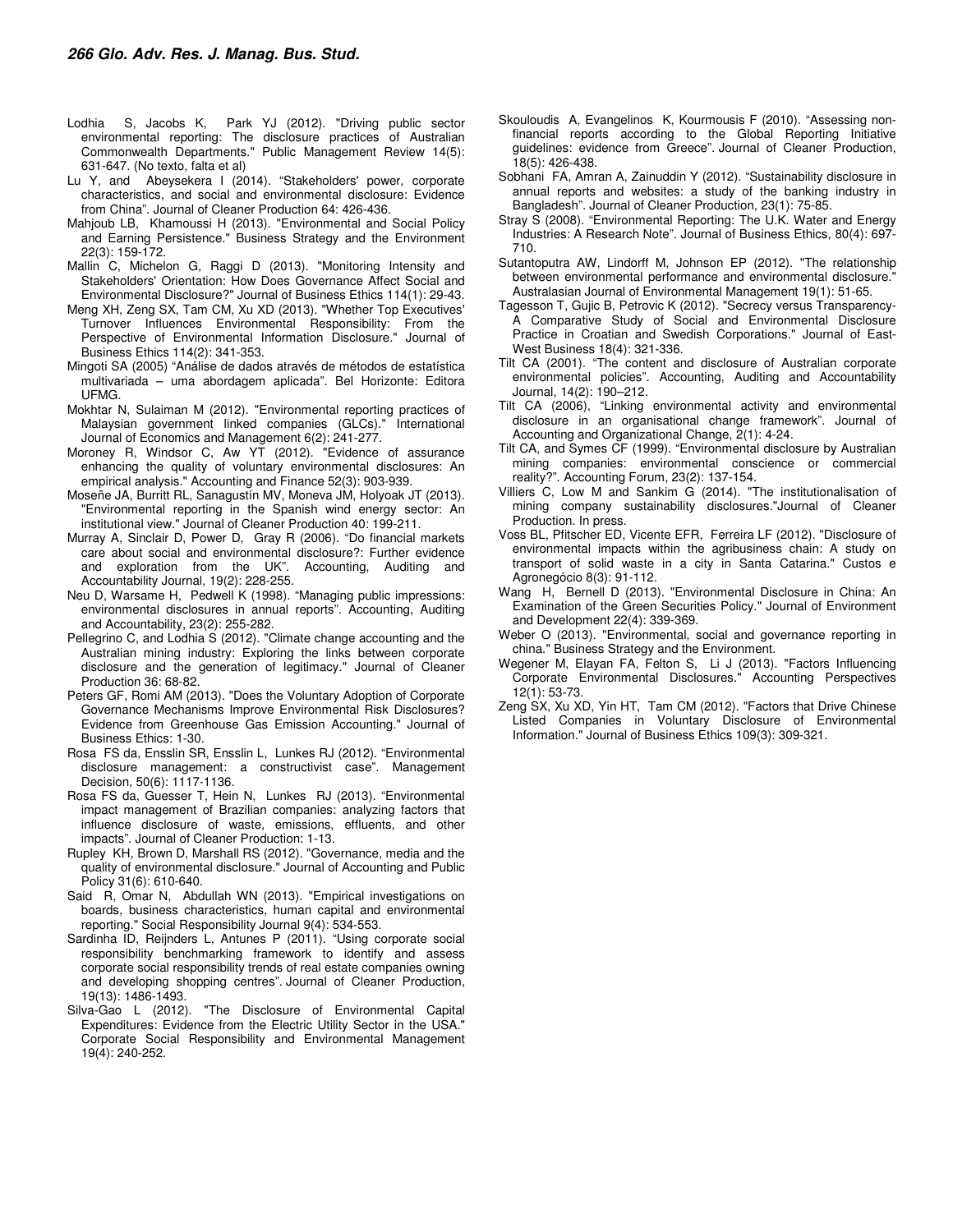Lodhia S, Jacobs K, Park YJ (2012). "Driving public sector environmental reporting: The disclosure practices of Australian Commonwealth Departments." Public Management Review 14(5): 631-647. (No texto, falta et al)

Lu Y, and Abeysekera I (2014). "Stakeholders' power, corporate characteristics, and social and environmental disclosure: Evidence from China". Journal of Cleaner Production 64: 426-436.

Mahjoub LB, Khamoussi H (2013). "Environmental and Social Policy and Earning Persistence." Business Strategy and the Environment 22(3): 159-172.

Mallin C, Michelon G, Raggi D (2013). "Monitoring Intensity and Stakeholders' Orientation: How Does Governance Affect Social and Environmental Disclosure?" Journal of Business Ethics 114(1): 29-43.

Meng XH, Zeng SX, Tam CM, Xu XD (2013). "Whether Top Executives' Turnover Influences Environmental Responsibility: From the Perspective of Environmental Information Disclosure." Journal of Business Ethics 114(2): 341-353.

Mingoti SA (2005) "Análise de dados através de métodos de estatística multivariada – uma abordagem aplicada". Bel Horizonte: Editora UFMG.

Mokhtar N, Sulaiman M (2012). "Environmental reporting practices of Malaysian government linked companies (GLCs)." International Journal of Economics and Management 6(2): 241-277.

Moroney R, Windsor C, Aw YT (2012). "Evidence of assurance enhancing the quality of voluntary environmental disclosures: An empirical analysis." Accounting and Finance 52(3): 903-939.

Moseñe JA, Burritt RL, Sanagustín MV, Moneva JM, Holyoak JT (2013). "Environmental reporting in the Spanish wind energy sector: An institutional view." Journal of Cleaner Production 40: 199-211.

Murray A, Sinclair D, Power D, Gray R (2006). "Do financial markets care about social and environmental disclosure?: Further evidence and exploration from the UK". Accounting, Auditing and Accountability Journal, 19(2): 228-255.

Neu D, Warsame H, Pedwell K (1998). "Managing public impressions: environmental disclosures in annual reports". Accounting, Auditing and Accountability, 23(2): 255-282.

Pellegrino C, and Lodhia S (2012). "Climate change accounting and the Australian mining industry: Exploring the links between corporate disclosure and the generation of legitimacy." Journal of Cleaner Production 36: 68-82.

Peters GF, Romi AM (2013). "Does the Voluntary Adoption of Corporate Governance Mechanisms Improve Environmental Risk Disclosures? Evidence from Greenhouse Gas Emission Accounting." Journal of Business Ethics: 1-30.

Rosa FS da, Ensslin SR, Ensslin L, Lunkes RJ (2012). "Environmental disclosure management: a constructivist case". Management Decision, 50(6): 1117-1136.

Rosa FS da, Guesser T, Hein N, Lunkes RJ (2013). "Environmental impact management of Brazilian companies: analyzing factors that influence disclosure of waste, emissions, effluents, and other impacts". Journal of Cleaner Production: 1-13.

Rupley KH, Brown D, Marshall RS (2012). "Governance, media and the quality of environmental disclosure." Journal of Accounting and Public Policy 31(6): 610-640.

Said R, Omar N, Abdullah WN (2013). "Empirical investigations on boards, business characteristics, human capital and environmental reporting." Social Responsibility Journal 9(4): 534-553.

Sardinha ID, Reijnders L, Antunes P (2011). "Using corporate social responsibility benchmarking framework to identify and assess corporate social responsibility trends of real estate companies owning and developing shopping centres". Journal of Cleaner Production, 19(13): 1486-1493.

Silva-Gao L (2012). "The Disclosure of Environmental Capital Expenditures: Evidence from the Electric Utility Sector in the USA." Corporate Social Responsibility and Environmental Management 19(4): 240-252.

Skouloudis A, Evangelinos K, Kourmousis F (2010). "Assessing non-financial reports according to the Global Reporting Initiative guidelines: evidence from Greece". Journal of Cleaner Production, 18(5): 426-438.

Sobhani FA, Amran A, Zainuddin Y (2012). "Sustainability disclosure in annual reports and websites: a study of the banking industry in Bangladesh". Journal of Cleaner Production, 23(1): 75-85.

Stray S (2008). "Environmental Reporting: The U.K. Water and Energy Industries: A Research Note". Journal of Business Ethics, 80(4): 697-710.

Sutantoputra AW, Lindorff M, Johnson EP (2012). "The relationship between environmental performance and environmental disclosure." Australasian Journal of Environmental Management 19(1): 51-65.

Tagesson T, Gujic B, Petrovic K (2012). "Secrecy versus Transparency- A Comparative Study of Social and Environmental Disclosure Practice in Croatian and Swedish Corporations." Journal of East-West Business 18(4): 321-336.

Tilt CA (2001). "The content and disclosure of Australian corporate environmental policies". Accounting, Auditing and Accountability Journal, 14(2): 190–212.

Tilt CA (2006), "Linking environmental activity and environmental disclosure in an organisational change framework". Journal of Accounting and Organizational Change, 2(1): 4-24.

Tilt CA, and Symes CF (1999). "Environmental disclosure by Australian mining companies: environmental conscience or commercial reality?". Accounting Forum, 23(2): 137-154.

Villiers C, Low M and Sankim G (2014). "The institutionalisation of mining company sustainability disclosures."Journal of Cleaner Production. In press.

Voss BL, Pfitscher ED, Vicente EFR, Ferreira LF (2012). "Disclosure of environmental impacts within the agribusiness chain: A study on transport of solid waste in a city in Santa Catarina." Custos e Agronegócio 8(3): 91-112.

Wang H, Bernell D (2013). "Environmental Disclosure in China: An Examination of the Green Securities Policy." Journal of Environment and Development 22(4): 339-369.

Weber O (2013). "Environmental, social and governance reporting in china." Business Strategy and the Environment.

Wegener M, Elayan FA, Felton S, Li J (2013). "Factors Influencing Corporate Environmental Disclosures." Accounting Perspectives 12(1): 53-73.

Zeng SX, Xu XD, Yin HT, Tam CM (2012). "Factors that Drive Chinese Listed Companies in Voluntary Disclosure of Environmental Information." Journal of Business Ethics 109(3): 309-321.